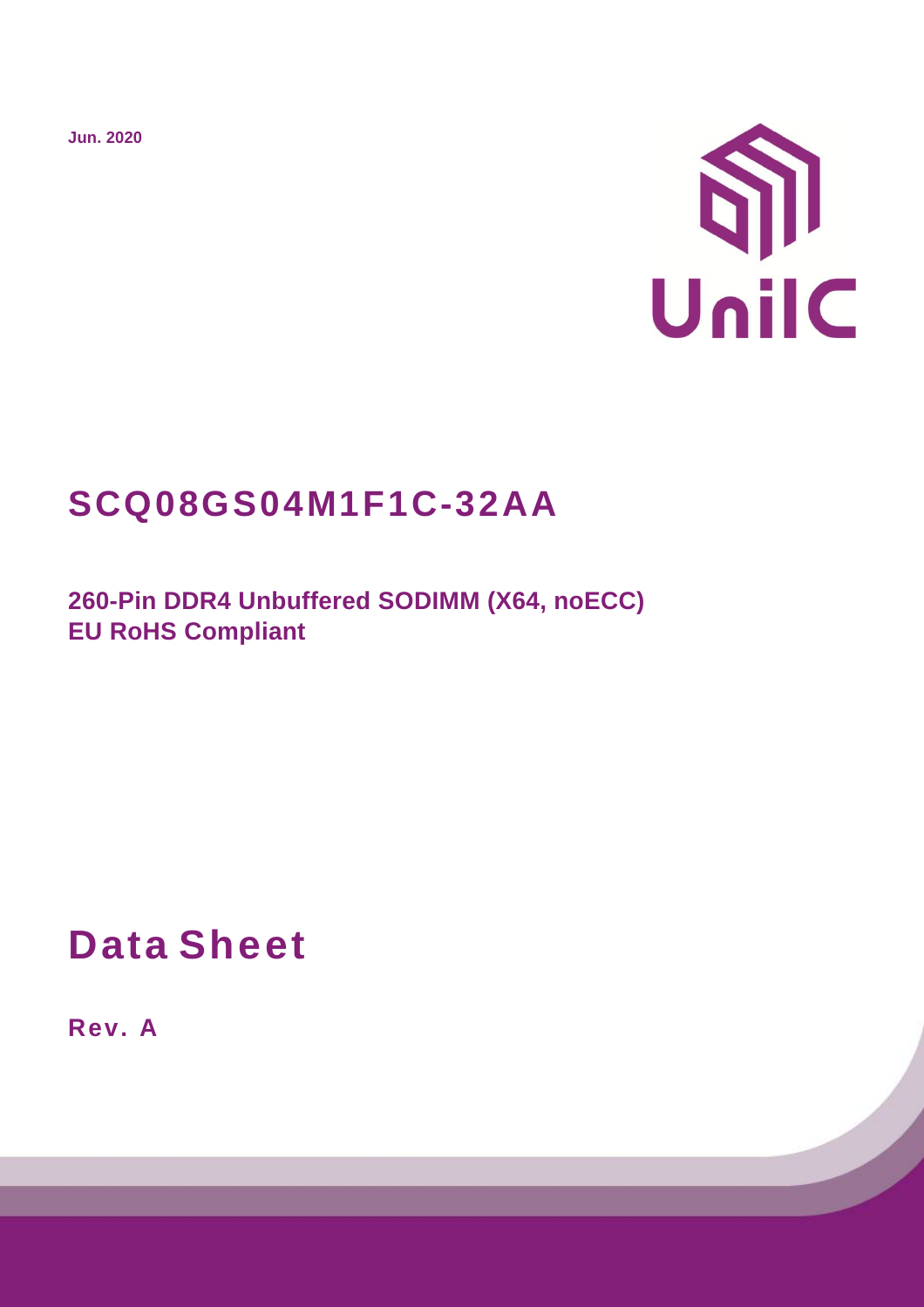Jun. 2020

UnilC

# SCQ08GS04M1F1C-32AA

## 260-Pin DDR4 Unbuffered SODIMM (X64, noECC)
## EU RoHS Compliant

# Data Sheet

**Rev. A**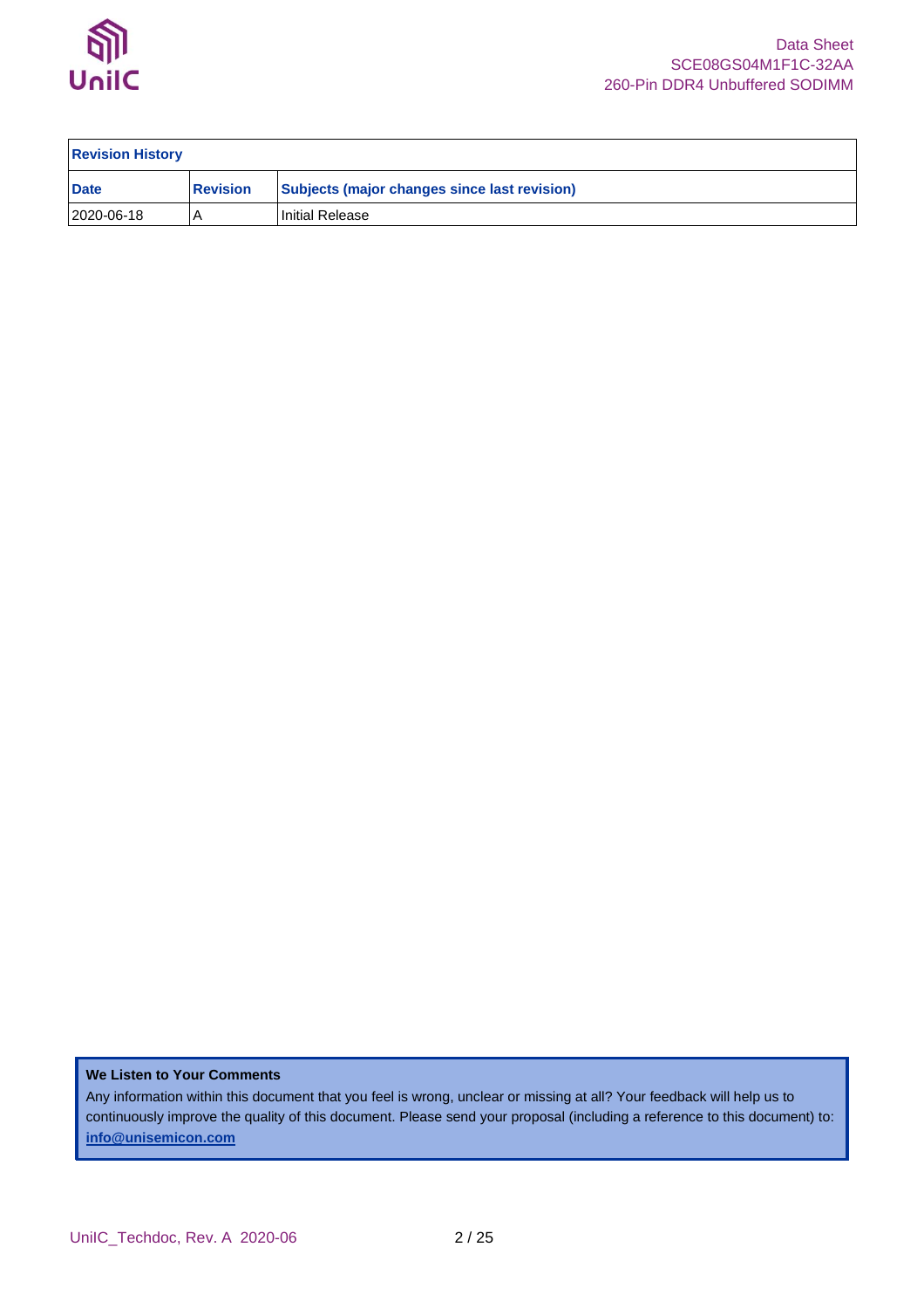| Revision History | | |
|---|---|---|
| **Date** | **Revision** | **Subjects (major changes since last revision)** |
| 2020-06-18 | A | Initial Release |

**We Listen to Your Comments**

Any information within this document that you feel is wrong, unclear or missing at all? Your feedback will help us to continuously improve the quality of this document. Please send your proposal (including a reference to this document) to: **info@unisemicon.com**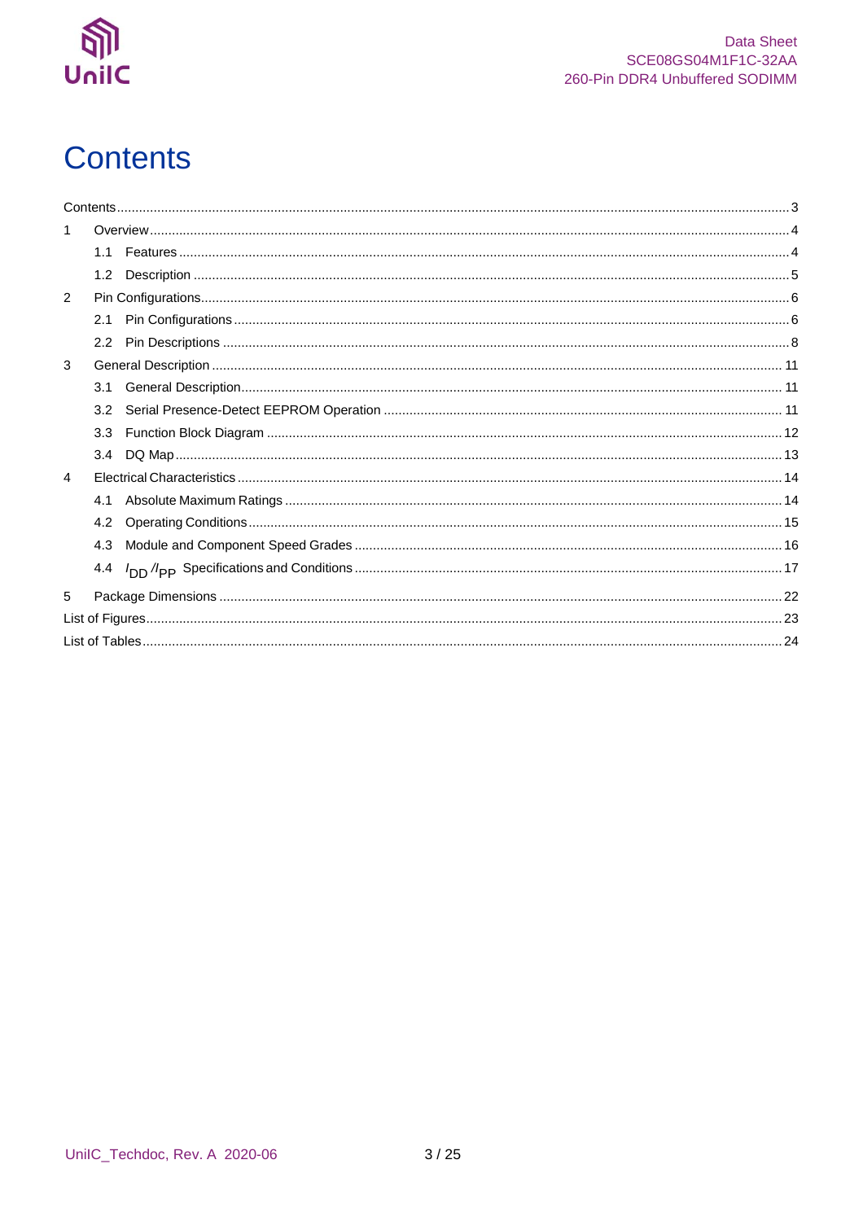# Contents

Contents ..... 3

1 Overview ..... 4

- 1.1 Features ..... 4
- 1.2 Description ..... 5

2 Pin Configurations ..... 6

- 2.1 Pin Configurations ..... 6
- 2.2 Pin Descriptions ..... 8

3 General Description ..... 11

- 3.1 General Description ..... 11
- 3.2 Serial Presence-Detect EEPROM Operation ..... 11
- 3.3 Function Block Diagram ..... 12
- 3.4 DQ Map ..... 13

4 Electrical Characteristics ..... 14

- 4.1 Absolute Maximum Ratings ..... 14
- 4.2 Operating Conditions ..... 15
- 4.3 Module and Component Speed Grades ..... 16
- 4.4 $I_{DD}$ / $I_{PP}$ Specifications and Conditions ..... 17

5 Package Dimensions ..... 22

List of Figures ..... 23

List of Tables ..... 24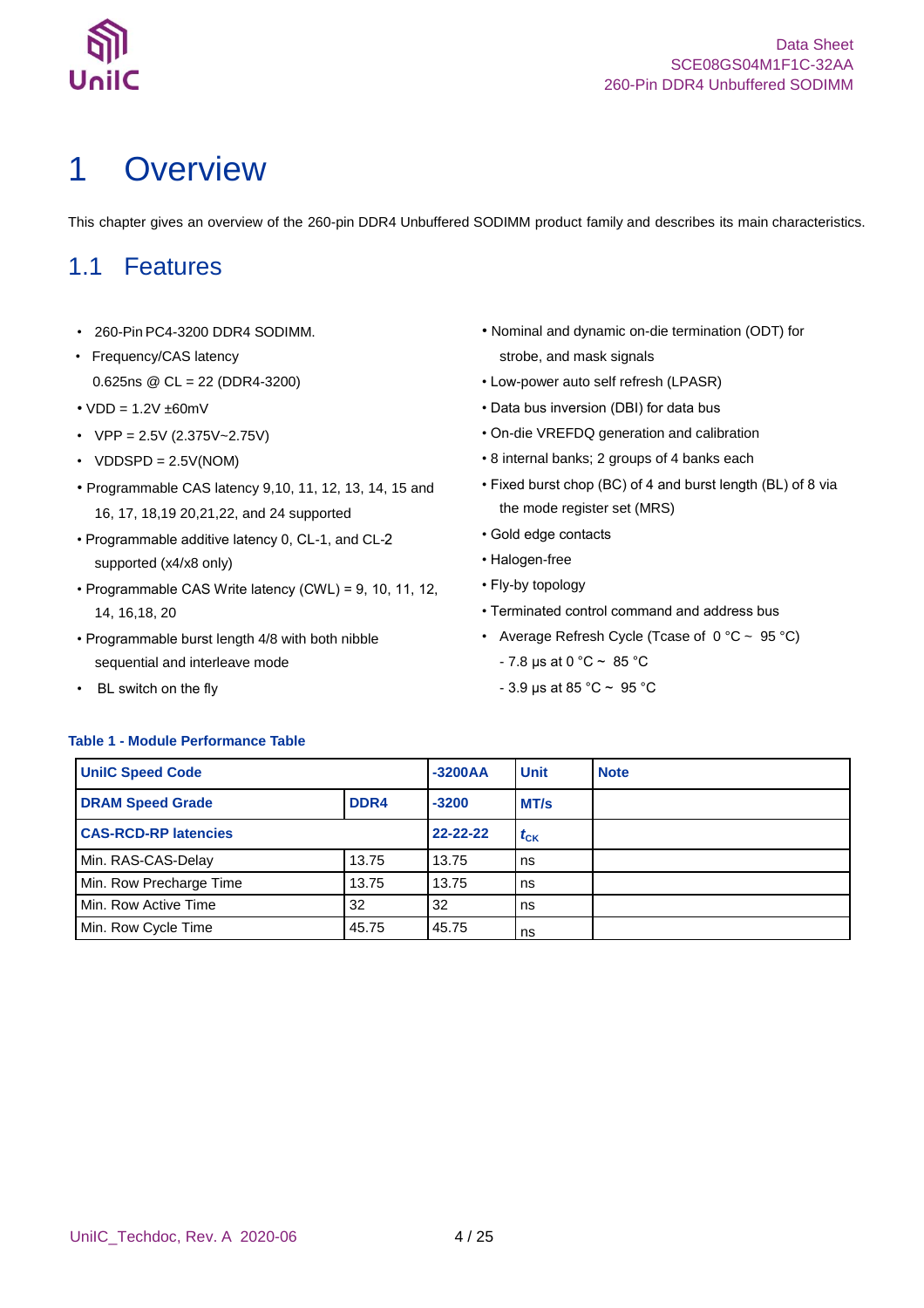# 1 Overview

This chapter gives an overview of the 260-pin DDR4 Unbuffered SODIMM product family and describes its main characteristics.

## 1.1 Features

- 260-Pin PC4-3200 DDR4 SODIMM.
- Frequency/CAS latency
  0.625ns @ CL = 22 (DDR4-3200)
- VDD = 1.2V ±60mV
- VPP = 2.5V (2.375V~2.75V)
- VDDSPD = 2.5V(NOM)
- Programmable CAS latency 9,10, 11, 12, 13, 14, 15 and 16, 17, 18,19 20,21,22, and 24 supported
- Programmable additive latency 0, CL-1, and CL-2 supported (x4/x8 only)
- Programmable CAS Write latency (CWL) = 9, 10, 11, 12, 14, 16,18, 20
- Programmable burst length 4/8 with both nibble sequential and interleave mode
- BL switch on the fly
- Nominal and dynamic on-die termination (ODT) for strobe, and mask signals
- Low-power auto self refresh (LPASR)
- Data bus inversion (DBI) for data bus
- On-die VREFDQ generation and calibration
- 8 internal banks; 2 groups of 4 banks each
- Fixed burst chop (BC) of 4 and burst length (BL) of 8 via the mode register set (MRS)
- Gold edge contacts
- Halogen-free
- Fly-by topology
- Terminated control command and address bus
- Average Refresh Cycle (Tcase of 0 °C ~ 95 °C)
  - 7.8 µs at 0 °C ~ 85 °C
  - 3.9 µs at 85 °C ~ 95 °C

**Table 1 - Module Performance Table**

| **UniIC Speed Code** | | **-3200AA** | **Unit** | **Note** |
|---|---|---|---|---|
| **DRAM Speed Grade** | **DDR4** | **-3200** | **MT/s** | |
| **CAS-RCD-RP latencies** | | **22-22-22** | $t_{CK}$ | |
| Min. RAS-CAS-Delay | 13.75 | 13.75 | ns | |
| Min. Row Precharge Time | 13.75 | 13.75 | ns | |
| Min. Row Active Time | 32 | 32 | ns | |
| Min. Row Cycle Time | 45.75 | 45.75 | ns | |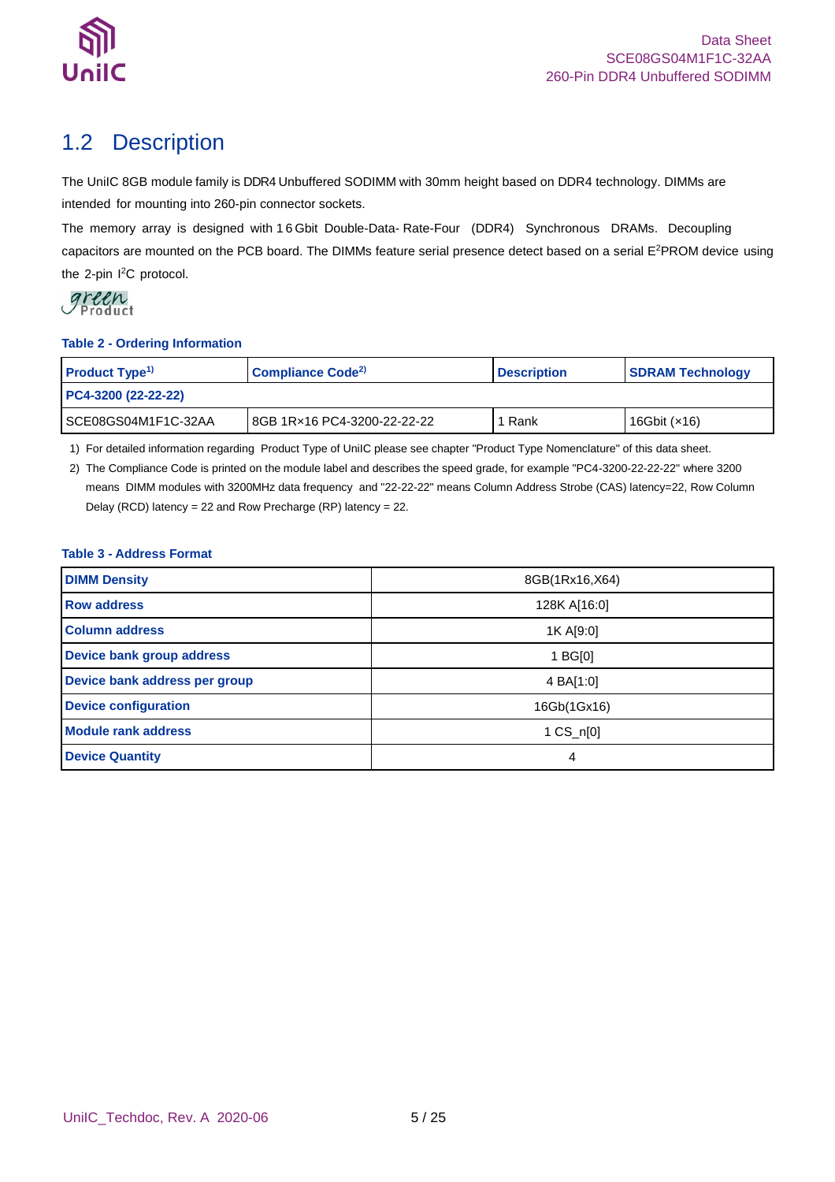## 1.2 Description

The UniIC 8GB module family is DDR4 Unbuffered SODIMM with 30mm height based on DDR4 technology. DIMMs are intended for mounting into 260-pin connector sockets.

The memory array is designed with 16Gbit Double-Data-Rate-Four (DDR4) Synchronous DRAMs. Decoupling capacitors are mounted on the PCB board. The DIMMs feature serial presence detect based on a serial $E^2$PROM device using the 2-pin $I^2C$ protocol.

green Product

**Table 2 - Ordering Information**

| Product Type[1] | Compliance Code[2] | Description | SDRAM Technology |
|---|---|---|---|
| **PC4-3200 (22-22-22)** | | | |
| SCE08GS04M1F1C-32AA | 8GB 1R×16 PC4-3200-22-22-22 | 1 Rank | 16Gbit (×16) |

1) For detailed information regarding Product Type of UniIC please see chapter "Product Type Nomenclature" of this data sheet.

2) The Compliance Code is printed on the module label and describes the speed grade, for example "PC4-3200-22-22-22" where 3200 means DIMM modules with 3200MHz data frequency and "22-22-22" means Column Address Strobe (CAS) latency=22, Row Column Delay (RCD) latency = 22 and Row Precharge (RP) latency = 22.

**Table 3 - Address Format**

| | |
|---|---|
| **DIMM Density** | 8GB(1Rx16,X64) |
| **Row address** | 128K A[16:0] |
| **Column address** | 1K A[9:0] |
| **Device bank group address** | 1 BG[0] |
| **Device bank address per group** | 4 BA[1:0] |
| **Device configuration** | 16Gb(1Gx16) |
| **Module rank address** | 1 CS_n[0] |
| **Device Quantity** | 4 |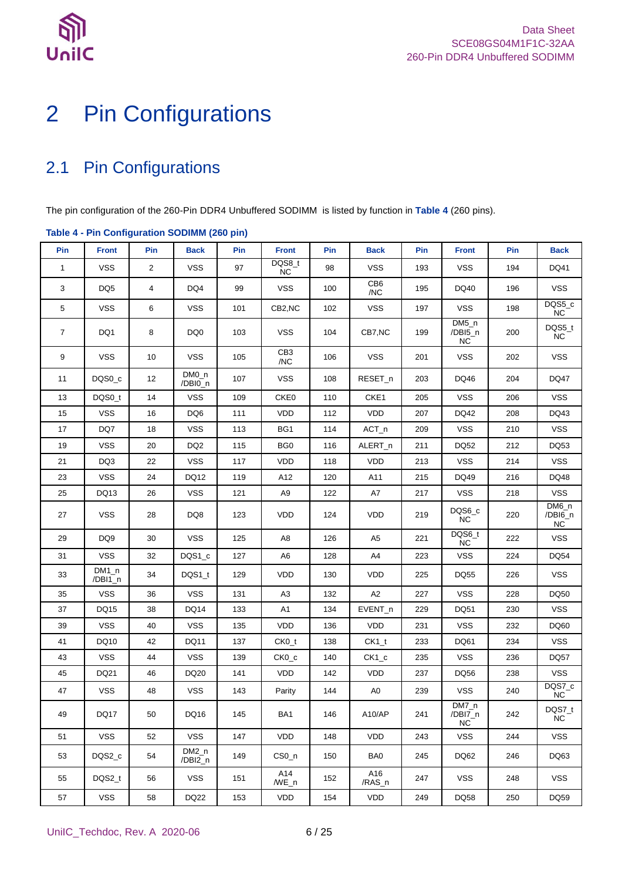# 2 Pin Configurations

## 2.1 Pin Configurations

The pin configuration of the 260-Pin DDR4 Unbuffered SODIMM is listed by function in **Table 4** (260 pins).

**Table 4 - Pin Configuration SODIMM (260 pin)**

| Pin | Front | Pin | Back | Pin | Front | Pin | Back | Pin | Front | Pin | Back |
|---|---|---|---|---|---|---|---|---|---|---|---|
| 1 | VSS | 2 | VSS | 97 | DQS8_t NC | 98 | VSS | 193 | VSS | 194 | DQ41 |
| 3 | DQ5 | 4 | DQ4 | 99 | VSS | 100 | CB6 /NC | 195 | DQ40 | 196 | VSS |
| 5 | VSS | 6 | VSS | 101 | CB2,NC | 102 | VSS | 197 | VSS | 198 | DQS5_c NC |
| 7 | DQ1 | 8 | DQ0 | 103 | VSS | 104 | CB7,NC | 199 | DM5_n /DBI5_n NC | 200 | DQS5_t NC |
| 9 | VSS | 10 | VSS | 105 | CB3 /NC | 106 | VSS | 201 | VSS | 202 | VSS |
| 11 | DQS0_c | 12 | DM0_n /DBI0_n | 107 | VSS | 108 | RESET_n | 203 | DQ46 | 204 | DQ47 |
| 13 | DQS0_t | 14 | VSS | 109 | CKE0 | 110 | CKE1 | 205 | VSS | 206 | VSS |
| 15 | VSS | 16 | DQ6 | 111 | VDD | 112 | VDD | 207 | DQ42 | 208 | DQ43 |
| 17 | DQ7 | 18 | VSS | 113 | BG1 | 114 | ACT_n | 209 | VSS | 210 | VSS |
| 19 | VSS | 20 | DQ2 | 115 | BG0 | 116 | ALERT_n | 211 | DQ52 | 212 | DQ53 |
| 21 | DQ3 | 22 | VSS | 117 | VDD | 118 | VDD | 213 | VSS | 214 | VSS |
| 23 | VSS | 24 | DQ12 | 119 | A12 | 120 | A11 | 215 | DQ49 | 216 | DQ48 |
| 25 | DQ13 | 26 | VSS | 121 | A9 | 122 | A7 | 217 | VSS | 218 | VSS |
| 27 | VSS | 28 | DQ8 | 123 | VDD | 124 | VDD | 219 | DQS6_c NC | 220 | DM6_n /DBI6_n NC |
| 29 | DQ9 | 30 | VSS | 125 | A8 | 126 | A5 | 221 | DQS6_t NC | 222 | VSS |
| 31 | VSS | 32 | DQS1_c | 127 | A6 | 128 | A4 | 223 | VSS | 224 | DQ54 |
| 33 | DM1_n /DBI1_n | 34 | DQS1_t | 129 | VDD | 130 | VDD | 225 | DQ55 | 226 | VSS |
| 35 | VSS | 36 | VSS | 131 | A3 | 132 | A2 | 227 | VSS | 228 | DQ50 |
| 37 | DQ15 | 38 | DQ14 | 133 | A1 | 134 | EVENT_n | 229 | DQ51 | 230 | VSS |
| 39 | VSS | 40 | VSS | 135 | VDD | 136 | VDD | 231 | VSS | 232 | DQ60 |
| 41 | DQ10 | 42 | DQ11 | 137 | CK0_t | 138 | CK1_t | 233 | DQ61 | 234 | VSS |
| 43 | VSS | 44 | VSS | 139 | CK0_c | 140 | CK1_c | 235 | VSS | 236 | DQ57 |
| 45 | DQ21 | 46 | DQ20 | 141 | VDD | 142 | VDD | 237 | DQ56 | 238 | VSS |
| 47 | VSS | 48 | VSS | 143 | Parity | 144 | A0 | 239 | VSS | 240 | DQS7_c NC |
| 49 | DQ17 | 50 | DQ16 | 145 | BA1 | 146 | A10/AP | 241 | DM7_n /DBI7_n NC | 242 | DQS7_t NC |
| 51 | VSS | 52 | VSS | 147 | VDD | 148 | VDD | 243 | VSS | 244 | VSS |
| 53 | DQS2_c | 54 | DM2_n /DBI2_n | 149 | CS0_n | 150 | BA0 | 245 | DQ62 | 246 | DQ63 |
| 55 | DQS2_t | 56 | VSS | 151 | A14 /WE_n | 152 | A16 /RAS_n | 247 | VSS | 248 | VSS |
| 57 | VSS | 58 | DQ22 | 153 | VDD | 154 | VDD | 249 | DQ58 | 250 | DQ59 |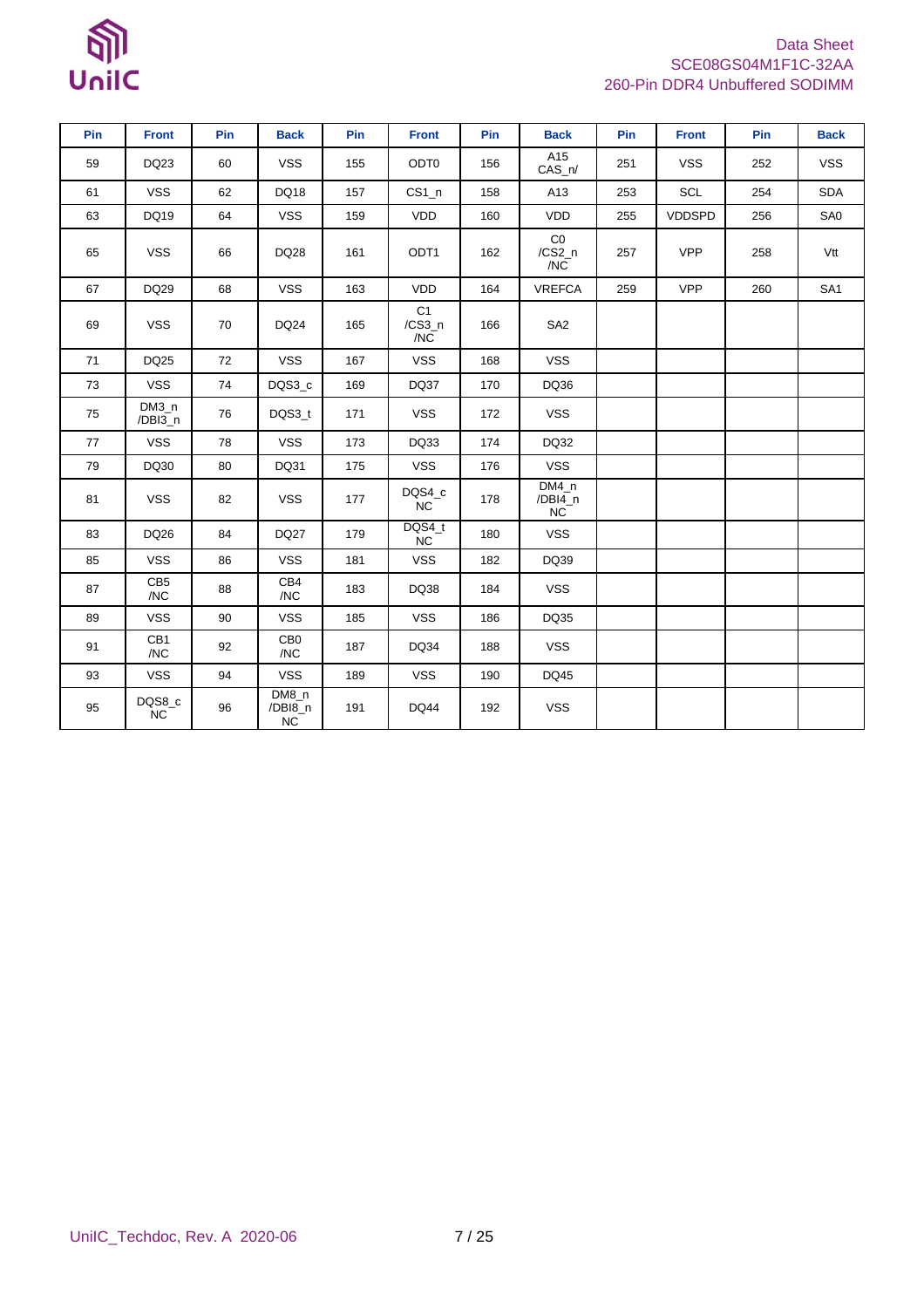| Pin | Front | Pin | Back | Pin | Front | Pin | Back | Pin | Front | Pin | Back |
|---|---|---|---|---|---|---|---|---|---|---|---|
| 59 | DQ23 | 60 | VSS | 155 | ODT0 | 156 | A15 CAS_n/ | 251 | VSS | 252 | VSS |
| 61 | VSS | 62 | DQ18 | 157 | CS1_n | 158 | A13 | 253 | SCL | 254 | SDA |
| 63 | DQ19 | 64 | VSS | 159 | VDD | 160 | VDD | 255 | VDDSPD | 256 | SA0 |
| 65 | VSS | 66 | DQ28 | 161 | ODT1 | 162 | C0 /CS2_n /NC | 257 | VPP | 258 | Vtt |
| 67 | DQ29 | 68 | VSS | 163 | VDD | 164 | VREFCA | 259 | VPP | 260 | SA1 |
| 69 | VSS | 70 | DQ24 | 165 | C1 /CS3_n /NC | 166 | SA2 | | | | |
| 71 | DQ25 | 72 | VSS | 167 | VSS | 168 | VSS | | | | |
| 73 | VSS | 74 | DQS3_c | 169 | DQ37 | 170 | DQ36 | | | | |
| 75 | DM3_n /DBI3_n | 76 | DQS3_t | 171 | VSS | 172 | VSS | | | | |
| 77 | VSS | 78 | VSS | 173 | DQ33 | 174 | DQ32 | | | | |
| 79 | DQ30 | 80 | DQ31 | 175 | VSS | 176 | VSS | | | | |
| 81 | VSS | 82 | VSS | 177 | DQS4_c NC | 178 | DM4_n /DBI4_n NC | | | | |
| 83 | DQ26 | 84 | DQ27 | 179 | DQS4_t NC | 180 | VSS | | | | |
| 85 | VSS | 86 | VSS | 181 | VSS | 182 | DQ39 | | | | |
| 87 | CB5 /NC | 88 | CB4 /NC | 183 | DQ38 | 184 | VSS | | | | |
| 89 | VSS | 90 | VSS | 185 | VSS | 186 | DQ35 | | | | |
| 91 | CB1 /NC | 92 | CB0 /NC | 187 | DQ34 | 188 | VSS | | | | |
| 93 | VSS | 94 | VSS | 189 | VSS | 190 | DQ45 | | | | |
| 95 | DQS8_c NC | 96 | DM8_n /DBI8_n NC | 191 | DQ44 | 192 | VSS | | | | |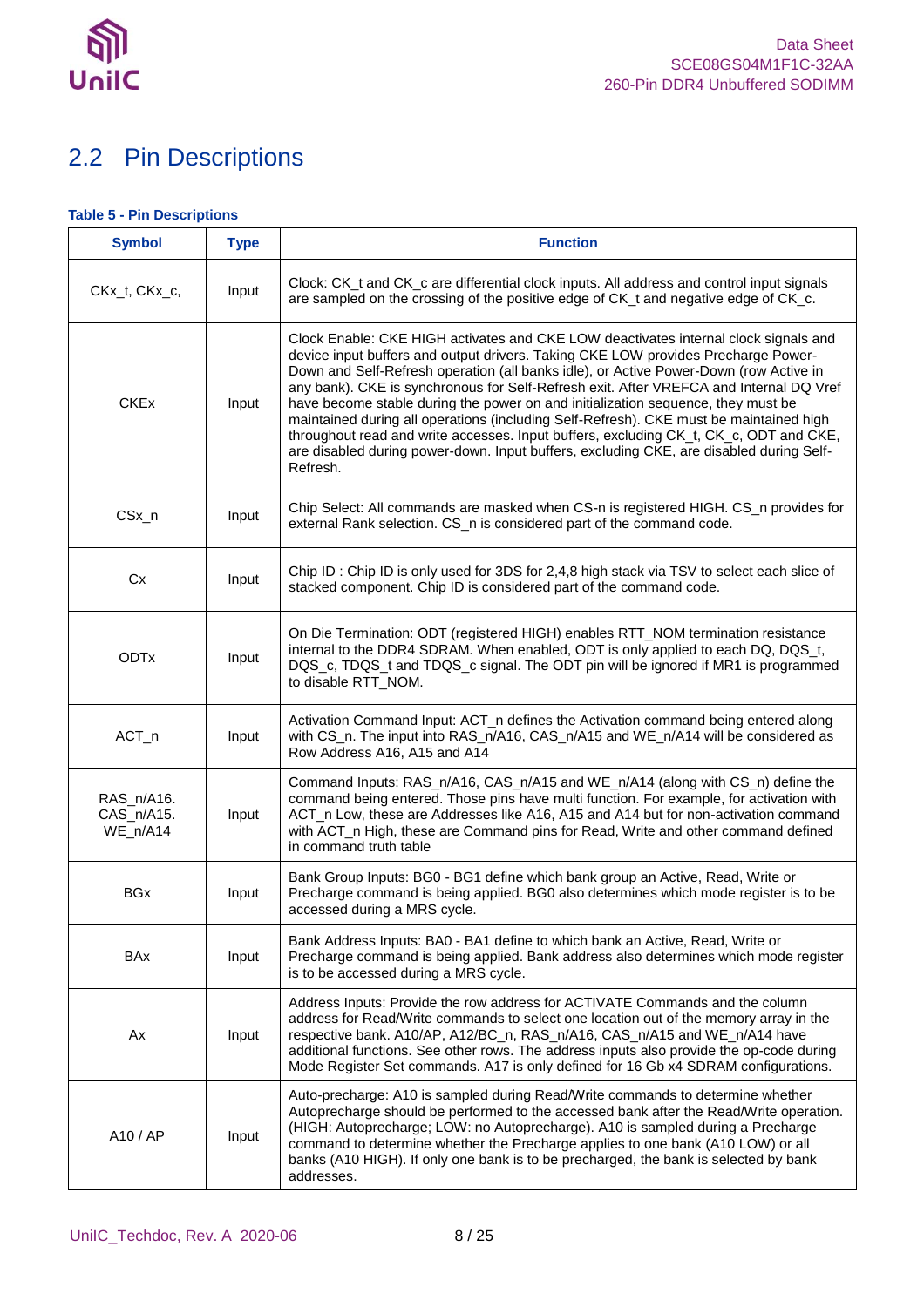## 2.2 Pin Descriptions

**Table 5 - Pin Descriptions**

| Symbol | Type | Function |
|---|---|---|
| CKx_t, CKx_c, | Input | Clock: CK_t and CK_c are differential clock inputs. All address and control input signals are sampled on the crossing of the positive edge of CK_t and negative edge of CK_c. |
| CKEx | Input | Clock Enable: CKE HIGH activates and CKE LOW deactivates internal clock signals and device input buffers and output drivers. Taking CKE LOW provides Precharge Power-Down and Self-Refresh operation (all banks idle), or Active Power-Down (row Active in any bank). CKE is synchronous for Self-Refresh exit. After VREFCA and Internal DQ Vref have become stable during the power on and initialization sequence, they must be maintained during all operations (including Self-Refresh). CKE must be maintained high throughout read and write accesses. Input buffers, excluding CK_t, CK_c, ODT and CKE, are disabled during power-down. Input buffers, excluding CKE, are disabled during Self-Refresh. |
| CSx_n | Input | Chip Select: All commands are masked when CS-n is registered HIGH. CS_n provides for external Rank selection. CS_n is considered part of the command code. |
| Cx | Input | Chip ID : Chip ID is only used for 3DS for 2,4,8 high stack via TSV to select each slice of stacked component. Chip ID is considered part of the command code. |
| ODTx | Input | On Die Termination: ODT (registered HIGH) enables RTT_NOM termination resistance internal to the DDR4 SDRAM. When enabled, ODT is only applied to each DQ, DQS_t, DQS_c, TDQS_t and TDQS_c signal. The ODT pin will be ignored if MR1 is programmed to disable RTT_NOM. |
| ACT_n | Input | Activation Command Input: ACT_n defines the Activation command being entered along with CS_n. The input into RAS_n/A16, CAS_n/A15 and WE_n/A14 will be considered as Row Address A16, A15 and A14 |
| RAS_n/A16. CAS_n/A15. WE_n/A14 | Input | Command Inputs: RAS_n/A16, CAS_n/A15 and WE_n/A14 (along with CS_n) define the command being entered. Those pins have multi function. For example, for activation with ACT_n Low, these are Addresses like A16, A15 and A14 but for non-activation command with ACT_n High, these are Command pins for Read, Write and other command defined in command truth table |
| BGx | Input | Bank Group Inputs: BG0 - BG1 define which bank group an Active, Read, Write or Precharge command is being applied. BG0 also determines which mode register is to be accessed during a MRS cycle. |
| BAx | Input | Bank Address Inputs: BA0 - BA1 define to which bank an Active, Read, Write or Precharge command is being applied. Bank address also determines which mode register is to be accessed during a MRS cycle. |
| Ax | Input | Address Inputs: Provide the row address for ACTIVATE Commands and the column address for Read/Write commands to select one location out of the memory array in the respective bank. A10/AP, A12/BC_n, RAS_n/A16, CAS_n/A15 and WE_n/A14 have additional functions. See other rows. The address inputs also provide the op-code during Mode Register Set commands. A17 is only defined for 16 Gb x4 SDRAM configurations. |
| A10 / AP | Input | Auto-precharge: A10 is sampled during Read/Write commands to determine whether Autoprecharge should be performed to the accessed bank after the Read/Write operation. (HIGH: Autoprecharge; LOW: no Autoprecharge). A10 is sampled during a Precharge command to determine whether the Precharge applies to one bank (A10 LOW) or all banks (A10 HIGH). If only one bank is to be precharged, the bank is selected by bank addresses. |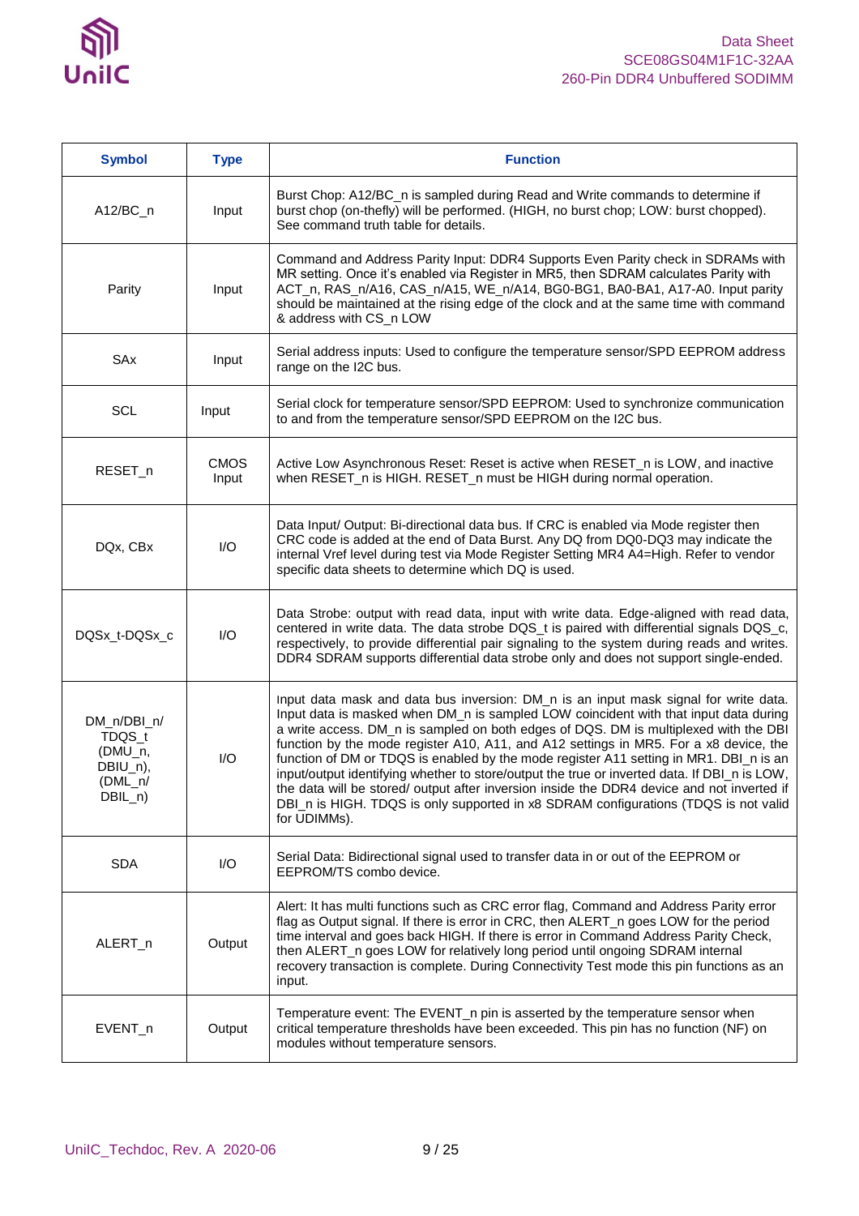| Symbol | Type | Function |
|---|---|---|
| A12/BC_n | Input | Burst Chop: A12/BC_n is sampled during Read and Write commands to determine if burst chop (on-thefly) will be performed. (HIGH, no burst chop; LOW: burst chopped). See command truth table for details. |
| Parity | Input | Command and Address Parity Input: DDR4 Supports Even Parity check in SDRAMs with MR setting. Once it's enabled via Register in MR5, then SDRAM calculates Parity with ACT_n, RAS_n/A16, CAS_n/A15, WE_n/A14, BG0-BG1, BA0-BA1, A17-A0. Input parity should be maintained at the rising edge of the clock and at the same time with command & address with CS_n LOW |
| SAx | Input | Serial address inputs: Used to configure the temperature sensor/SPD EEPROM address range on the I2C bus. |
| SCL | Input | Serial clock for temperature sensor/SPD EEPROM: Used to synchronize communication to and from the temperature sensor/SPD EEPROM on the I2C bus. |
| RESET_n | CMOS Input | Active Low Asynchronous Reset: Reset is active when RESET_n is LOW, and inactive when RESET_n is HIGH. RESET_n must be HIGH during normal operation. |
| DQx, CBx | I/O | Data Input/ Output: Bi-directional data bus. If CRC is enabled via Mode register then CRC code is added at the end of Data Burst. Any DQ from DQ0-DQ3 may indicate the internal Vref level during test via Mode Register Setting MR4 A4=High. Refer to vendor specific data sheets to determine which DQ is used. |
| DQSx_t-DQSx_c | I/O | Data Strobe: output with read data, input with write data. Edge-aligned with read data, centered in write data. The data strobe DQS_t is paired with differential signals DQS_c, respectively, to provide differential pair signaling to the system during reads and writes. DDR4 SDRAM supports differential data strobe only and does not support single-ended. |
| DM_n/DBI_n/ TDQS_t (DMU_n, DBIU_n), (DML_n/ DBIL_n) | I/O | Input data mask and data bus inversion: DM_n is an input mask signal for write data. Input data is masked when DM_n is sampled LOW coincident with that input data during a write access. DM_n is sampled on both edges of DQS. DM is multiplexed with the DBI function by the mode register A10, A11, and A12 settings in MR5. For a x8 device, the function of DM or TDQS is enabled by the mode register A11 setting in MR1. DBI_n is an input/output identifying whether to store/output the true or inverted data. If DBI_n is LOW, the data will be stored/ output after inversion inside the DDR4 device and not inverted if DBI_n is HIGH. TDQS is only supported in x8 SDRAM configurations (TDQS is not valid for UDIMMs). |
| SDA | I/O | Serial Data: Bidirectional signal used to transfer data in or out of the EEPROM or EEPROM/TS combo device. |
| ALERT_n | Output | Alert: It has multi functions such as CRC error flag, Command and Address Parity error flag as Output signal. If there is error in CRC, then ALERT_n goes LOW for the period time interval and goes back HIGH. If there is error in Command Address Parity Check, then ALERT_n goes LOW for relatively long period until ongoing SDRAM internal recovery transaction is complete. During Connectivity Test mode this pin functions as an input. |
| EVENT_n | Output | Temperature event: The EVENT_n pin is asserted by the temperature sensor when critical temperature thresholds have been exceeded. This pin has no function (NF) on modules without temperature sensors. |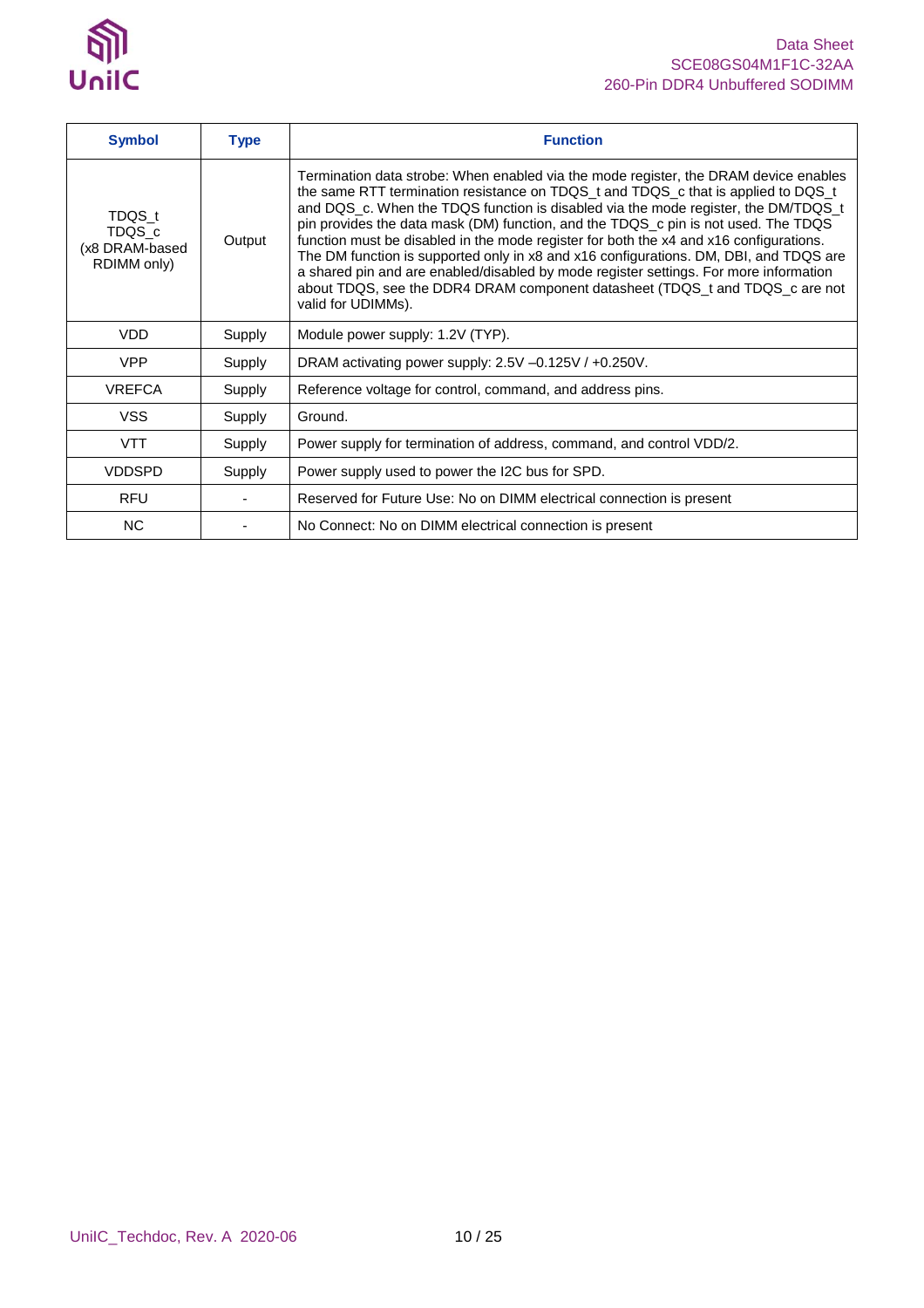| Symbol | Type | Function |
|---|---|---|
| TDQS_t TDQS_c (x8 DRAM-based RDIMM only) | Output | Termination data strobe: When enabled via the mode register, the DRAM device enables the same RTT termination resistance on TDQS_t and TDQS_c that is applied to DQS_t and DQS_c. When the TDQS function is disabled via the mode register, the DM/TDQS_t pin provides the data mask (DM) function, and the TDQS_c pin is not used. The TDQS function must be disabled in the mode register for both the x4 and x16 configurations. The DM function is supported only in x8 and x16 configurations. DM, DBI, and TDQS are a shared pin and are enabled/disabled by mode register settings. For more information about TDQS, see the DDR4 DRAM component datasheet (TDQS_t and TDQS_c are not valid for UDIMMs). |
| VDD | Supply | Module power supply: 1.2V (TYP). |
| VPP | Supply | DRAM activating power supply: 2.5V –0.125V / +0.250V. |
| VREFCA | Supply | Reference voltage for control, command, and address pins. |
| VSS | Supply | Ground. |
| VTT | Supply | Power supply for termination of address, command, and control VDD/2. |
| VDDSPD | Supply | Power supply used to power the I2C bus for SPD. |
| RFU | - | Reserved for Future Use: No on DIMM electrical connection is present |
| NC | - | No Connect: No on DIMM electrical connection is present |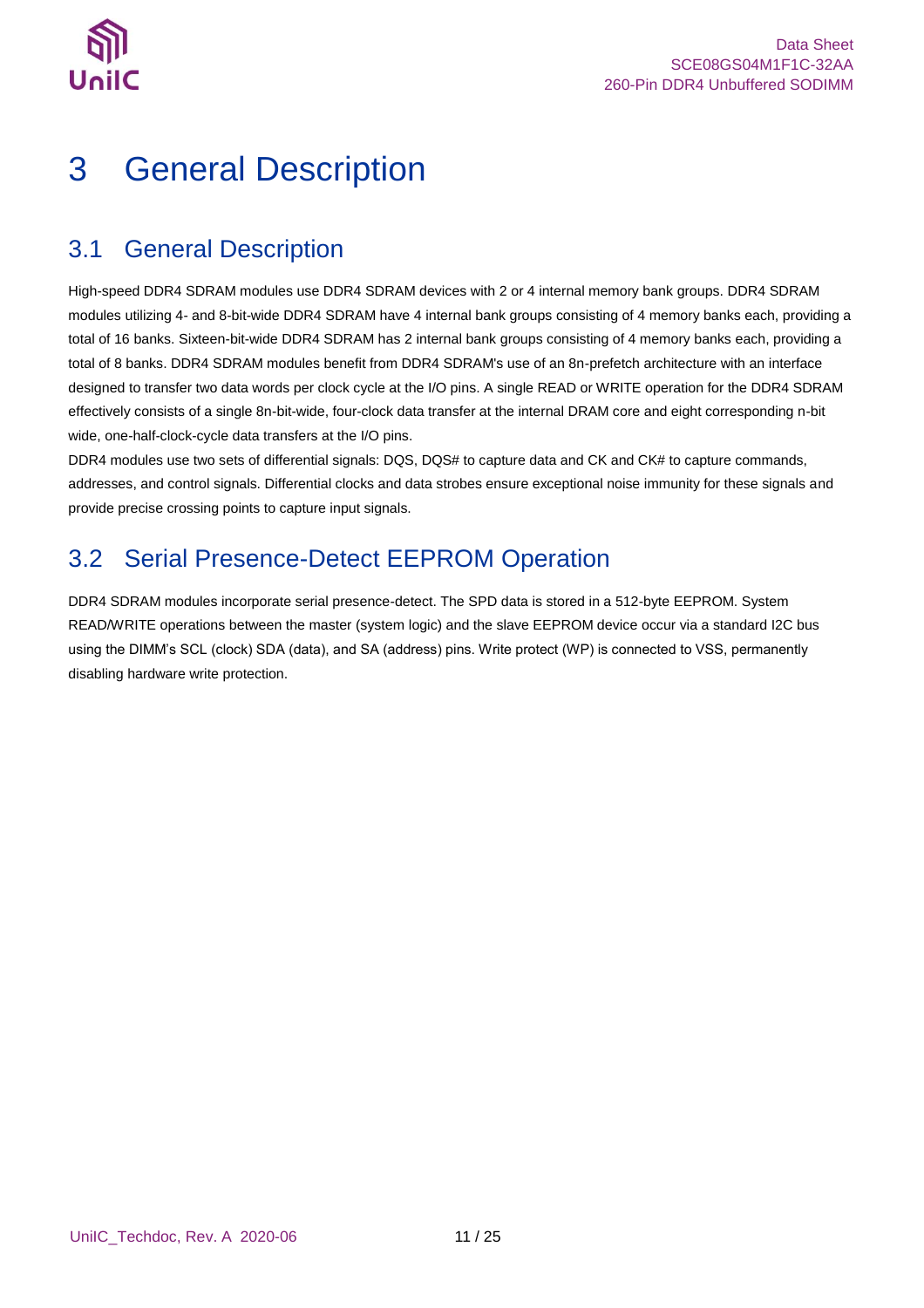# 3 General Description

## 3.1 General Description

High-speed DDR4 SDRAM modules use DDR4 SDRAM devices with 2 or 4 internal memory bank groups. DDR4 SDRAM modules utilizing 4- and 8-bit-wide DDR4 SDRAM have 4 internal bank groups consisting of 4 memory banks each, providing a total of 16 banks. Sixteen-bit-wide DDR4 SDRAM has 2 internal bank groups consisting of 4 memory banks each, providing a total of 8 banks. DDR4 SDRAM modules benefit from DDR4 SDRAM's use of an 8n-prefetch architecture with an interface designed to transfer two data words per clock cycle at the I/O pins. A single READ or WRITE operation for the DDR4 SDRAM effectively consists of a single 8n-bit-wide, four-clock data transfer at the internal DRAM core and eight corresponding n-bit wide, one-half-clock-cycle data transfers at the I/O pins.

DDR4 modules use two sets of differential signals: DQS, DQS# to capture data and CK and CK# to capture commands, addresses, and control signals. Differential clocks and data strobes ensure exceptional noise immunity for these signals and provide precise crossing points to capture input signals.

## 3.2 Serial Presence-Detect EEPROM Operation

DDR4 SDRAM modules incorporate serial presence-detect. The SPD data is stored in a 512-byte EEPROM. System READ/WRITE operations between the master (system logic) and the slave EEPROM device occur via a standard I2C bus using the DIMM's SCL (clock) SDA (data), and SA (address) pins. Write protect (WP) is connected to VSS, permanently disabling hardware write protection.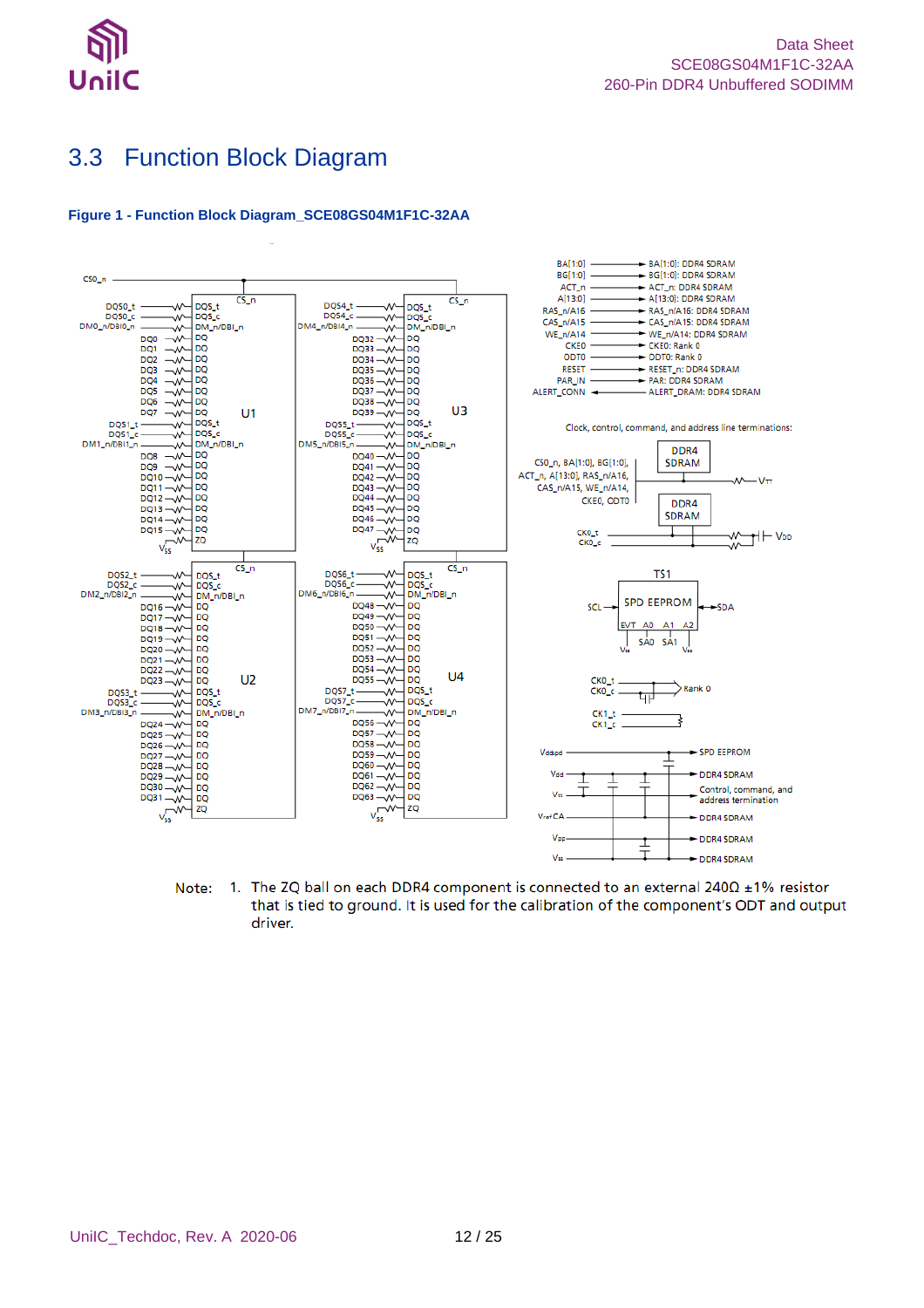## 3.3 Function Block Diagram

**Figure 1 - Function Block Diagram_SCE08GS04M1F1C-32AA**

Note: 1. The ZQ ball on each DDR4 component is connected to an external 240Ω ±1% resistor that is tied to ground. It is used for the calibration of the component's ODT and output driver.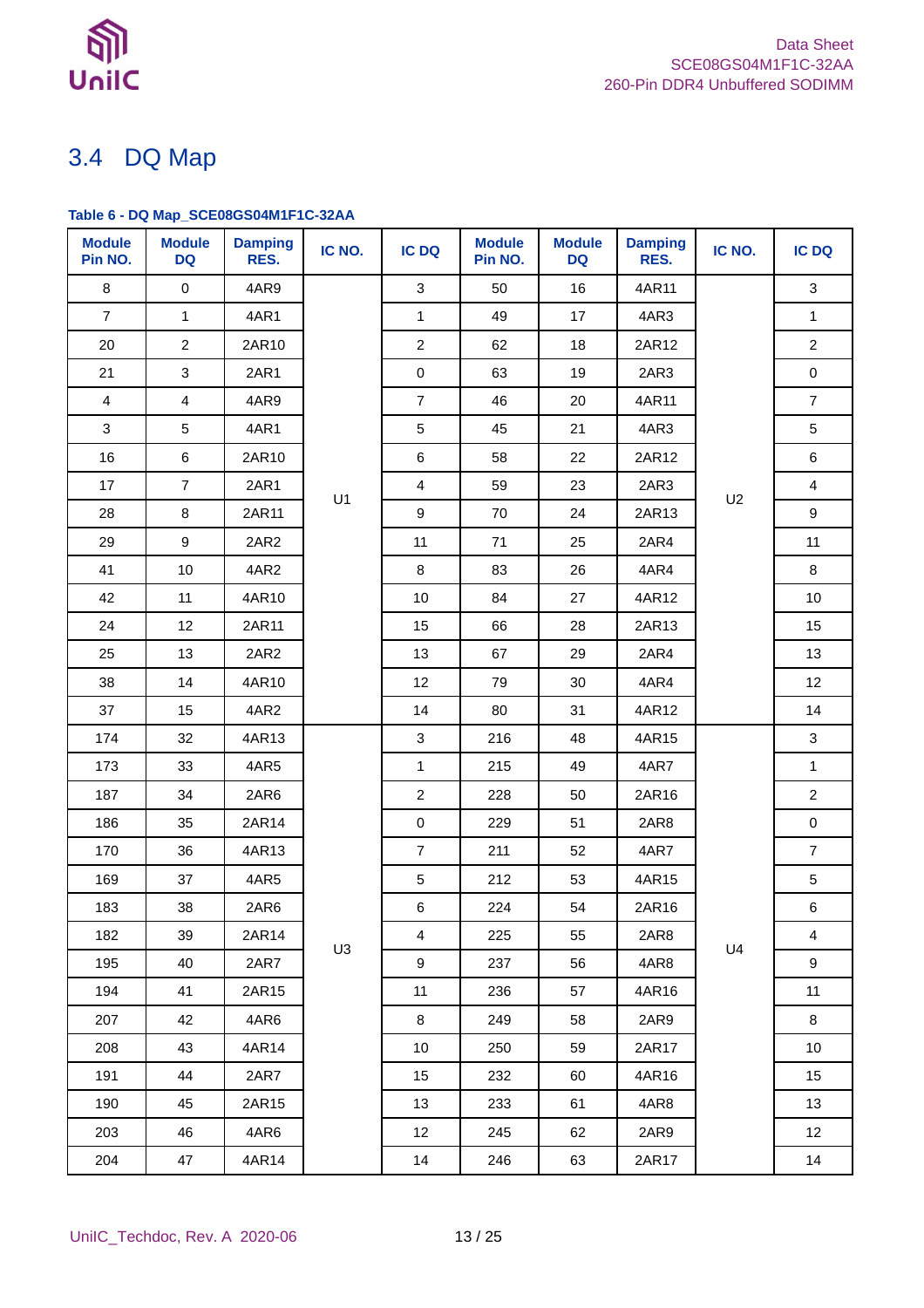## 3.4 DQ Map

**Table 6 - DQ Map_SCE08GS04M1F1C-32AA**

| Module Pin NO. | Module DQ | Damping RES. | IC NO. | IC DQ | Module Pin NO. | Module DQ | Damping RES. | IC NO. | IC DQ |
|---|---|---|---|---|---|---|---|---|---|
| 8 | 0 | 4AR9 | U1 | 3 | 50 | 16 | 4AR11 | U2 | 3 |
| 7 | 1 | 4AR1 | | 1 | 49 | 17 | 4AR3 | | 1 |
| 20 | 2 | 2AR10 | | 2 | 62 | 18 | 2AR12 | | 2 |
| 21 | 3 | 2AR1 | | 0 | 63 | 19 | 2AR3 | | 0 |
| 4 | 4 | 4AR9 | | 7 | 46 | 20 | 4AR11 | | 7 |
| 3 | 5 | 4AR1 | | 5 | 45 | 21 | 4AR3 | | 5 |
| 16 | 6 | 2AR10 | | 6 | 58 | 22 | 2AR12 | | 6 |
| 17 | 7 | 2AR1 | | 4 | 59 | 23 | 2AR3 | | 4 |
| 28 | 8 | 2AR11 | | 9 | 70 | 24 | 2AR13 | | 9 |
| 29 | 9 | 2AR2 | | 11 | 71 | 25 | 2AR4 | | 11 |
| 41 | 10 | 4AR2 | | 8 | 83 | 26 | 4AR4 | | 8 |
| 42 | 11 | 4AR10 | | 10 | 84 | 27 | 4AR12 | | 10 |
| 24 | 12 | 2AR11 | | 15 | 66 | 28 | 2AR13 | | 15 |
| 25 | 13 | 2AR2 | | 13 | 67 | 29 | 2AR4 | | 13 |
| 38 | 14 | 4AR10 | | 12 | 79 | 30 | 4AR4 | | 12 |
| 37 | 15 | 4AR2 | | 14 | 80 | 31 | 4AR12 | | 14 |
| 174 | 32 | 4AR13 | U3 | 3 | 216 | 48 | 4AR15 | U4 | 3 |
| 173 | 33 | 4AR5 | | 1 | 215 | 49 | 4AR7 | | 1 |
| 187 | 34 | 2AR6 | | 2 | 228 | 50 | 2AR16 | | 2 |
| 186 | 35 | 2AR14 | | 0 | 229 | 51 | 2AR8 | | 0 |
| 170 | 36 | 4AR13 | | 7 | 211 | 52 | 4AR7 | | 7 |
| 169 | 37 | 4AR5 | | 5 | 212 | 53 | 4AR15 | | 5 |
| 183 | 38 | 2AR6 | | 6 | 224 | 54 | 2AR16 | | 6 |
| 182 | 39 | 2AR14 | | 4 | 225 | 55 | 2AR8 | | 4 |
| 195 | 40 | 2AR7 | | 9 | 237 | 56 | 4AR8 | | 9 |
| 194 | 41 | 2AR15 | | 11 | 236 | 57 | 4AR16 | | 11 |
| 207 | 42 | 4AR6 | | 8 | 249 | 58 | 2AR9 | | 8 |
| 208 | 43 | 4AR14 | | 10 | 250 | 59 | 2AR17 | | 10 |
| 191 | 44 | 2AR7 | | 15 | 232 | 60 | 4AR16 | | 15 |
| 190 | 45 | 2AR15 | | 13 | 233 | 61 | 4AR8 | | 13 |
| 203 | 46 | 4AR6 | | 12 | 245 | 62 | 2AR9 | | 12 |
| 204 | 47 | 4AR14 | | 14 | 246 | 63 | 2AR17 | | 14 |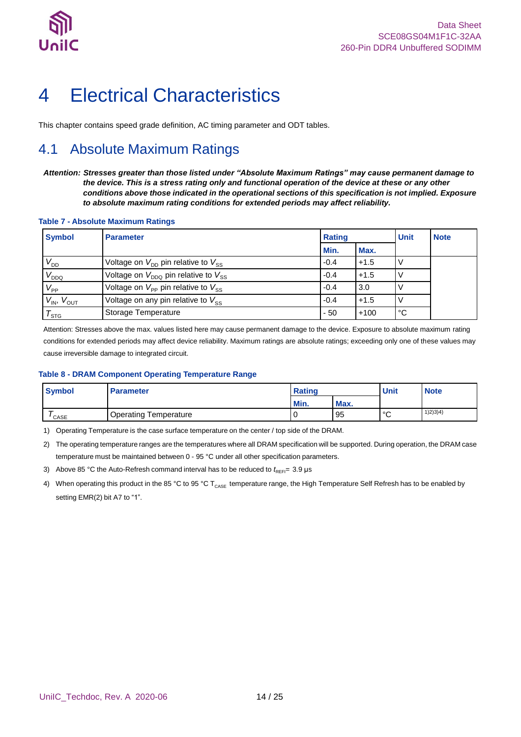# 4 Electrical Characteristics

This chapter contains speed grade definition, AC timing parameter and ODT tables.

## 4.1 Absolute Maximum Ratings

***Attention: Stresses greater than those listed under "Absolute Maximum Ratings" may cause permanent damage to the device. This is a stress rating only and functional operation of the device at these or any other conditions above those indicated in the operational sections of this specification is not implied. Exposure to absolute maximum rating conditions for extended periods may affect reliability.***

**Table 7 - Absolute Maximum Ratings**

| Symbol | Parameter | Rating | | Unit | Note |
|---|---|---|---|---|---|
| | | Min. | Max. | | |
| $V_{DD}$ | Voltage on $V_{DD}$ pin relative to $V_{SS}$ | -0.4 | +1.5 | V | |
| $V_{DDQ}$ | Voltage on $V_{DDQ}$ pin relative to $V_{SS}$ | -0.4 | +1.5 | V | |
| $V_{PP}$ | Voltage on $V_{PP}$ pin relative to $V_{SS}$ | -0.4 | 3.0 | V | |
| $V_{IN}$, $V_{OUT}$ | Voltage on any pin relative to $V_{SS}$ | -0.4 | +1.5 | V | |
| $T_{STG}$ | Storage Temperature | - 50 | +100 | °C | |

Attention: Stresses above the max. values listed here may cause permanent damage to the device. Exposure to absolute maximum rating conditions for extended periods may affect device reliability. Maximum ratings are absolute ratings; exceeding only one of these values may cause irreversible damage to integrated circuit.

**Table 8 - DRAM Component Operating Temperature Range**

| Symbol | Parameter | Rating | | Unit | Note |
|---|---|---|---|---|---|
| | | Min. | Max. | | |
| $T_{CASE}$ | Operating Temperature | 0 | 95 | °C | 1)2)3)4) |

1) Operating Temperature is the case surface temperature on the center / top side of the DRAM.

2) The operating temperature ranges are the temperatures where all DRAM specification will be supported. During operation, the DRAM case temperature must be maintained between 0 - 95 °C under all other specification parameters.

3) Above 85 °C the Auto-Refresh command interval has to be reduced to $t_{REFI}$= 3.9 µs

4) When operating this product in the 85 °C to 95 °C $T_{CASE}$ temperature range, the High Temperature Self Refresh has to be enabled by setting EMR(2) bit A7 to "1".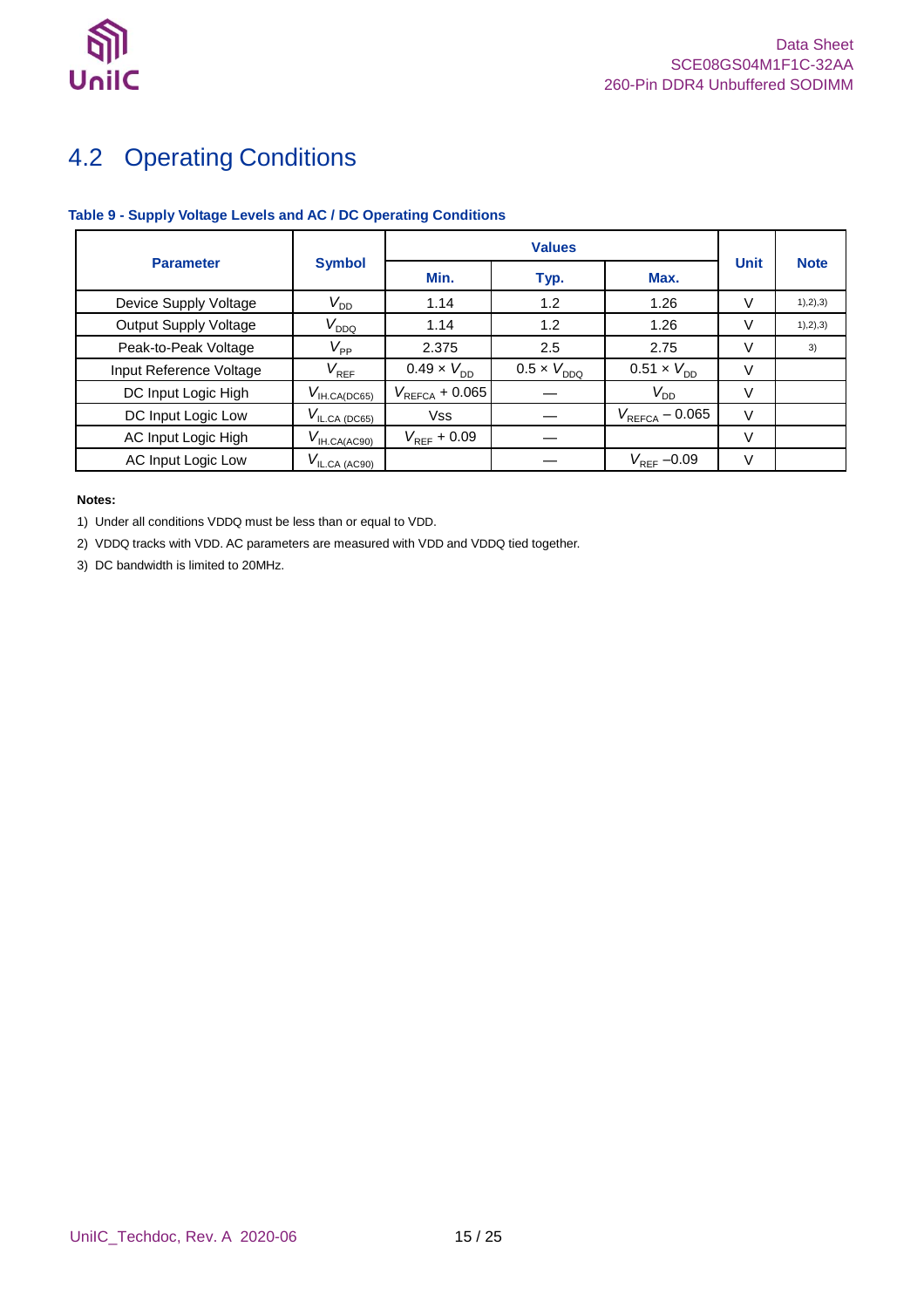## 4.2 Operating Conditions

**Table 9 - Supply Voltage Levels and AC / DC Operating Conditions**

| Parameter | Symbol | Values | | | Unit | Note |
|---|---|---|---|---|---|---|
| | | Min. | Typ. | Max. | | |
| Device Supply Voltage | $V_{DD}$ | 1.14 | 1.2 | 1.26 | V | 1),2),3) |
| Output Supply Voltage | $V_{DDQ}$ | 1.14 | 1.2 | 1.26 | V | 1),2),3) |
| Peak-to-Peak Voltage | $V_{PP}$ | 2.375 | 2.5 | 2.75 | V | 3) |
| Input Reference Voltage | $V_{REF}$ | $0.49 \times V_{DD}$ | $0.5 \times V_{DDQ}$ | $0.51 \times V_{DD}$ | V | |
| DC Input Logic High | $V_{IH.CA(DC65)}$ | $V_{REFCA} + 0.065$ | — | $V_{DD}$ | V | |
| DC Input Logic Low | $V_{IL.CA\ (DC65)}$ | Vss | — | $V_{REFCA} - 0.065$ | V | |
| AC Input Logic High | $V_{IH.CA(AC90)}$ | $V_{REF} + 0.09$ | — | | V | |
| AC Input Logic Low | $V_{IL.CA\ (AC90)}$ | | — | $V_{REF} - 0.09$ | V | |

**Notes:**

1) Under all conditions VDDQ must be less than or equal to VDD.

2) VDDQ tracks with VDD. AC parameters are measured with VDD and VDDQ tied together.

3) DC bandwidth is limited to 20MHz.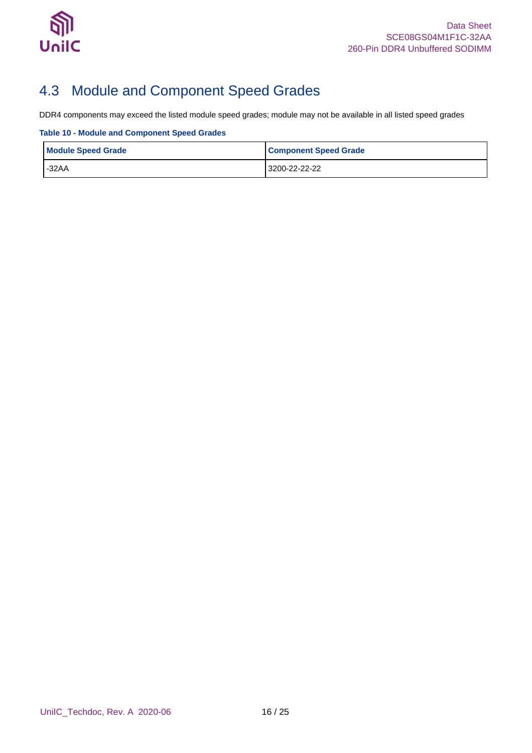## 4.3 Module and Component Speed Grades

DDR4 components may exceed the listed module speed grades; module may not be available in all listed speed grades

**Table 10 - Module and Component Speed Grades**

| Module Speed Grade | Component Speed Grade |
|---|---|
| -32AA | 3200-22-22-22 |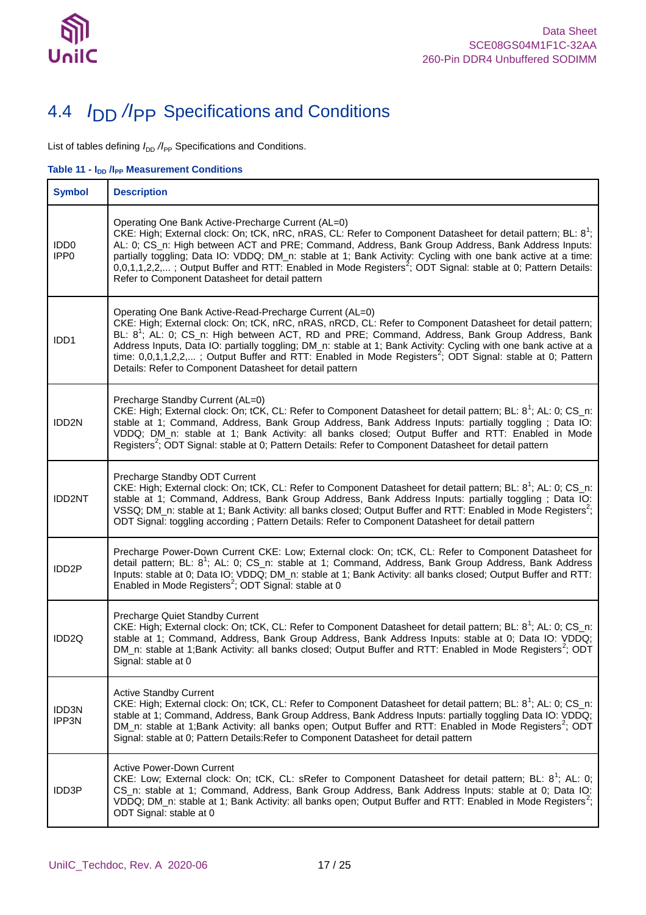## 4.4 $I_{DD}$ /$I_{PP}$ Specifications and Conditions

List of tables defining $I_{DD}$ /$I_{PP}$ Specifications and Conditions.

**Table 11 - $I_{DD}$ /$I_{PP}$ Measurement Conditions**

| Symbol | Description |
|---|---|
| IDD0<br>IPP0 | Operating One Bank Active-Precharge Current (AL=0)<br>CKE: High; External clock: On; tCK, nRC, nRAS, CL: Refer to Component Datasheet for detail pattern; BL: 8[1]; AL: 0; CS_n: High between ACT and PRE; Command, Address, Bank Group Address, Bank Address Inputs: partially toggling; Data IO: VDDQ; DM_n: stable at 1; Bank Activity: Cycling with one bank active at a time: 0,0,1,1,2,2,... ; Output Buffer and RTT: Enabled in Mode Registers[2]; ODT Signal: stable at 0; Pattern Details: Refer to Component Datasheet for detail pattern |
| IDD1 | Operating One Bank Active-Read-Precharge Current (AL=0)<br>CKE: High; External clock: On; tCK, nRC, nRAS, nRCD, CL: Refer to Component Datasheet for detail pattern; BL: 8[1]; AL: 0; CS_n: High between ACT, RD and PRE; Command, Address, Bank Group Address, Bank Address Inputs, Data IO: partially toggling; DM_n: stable at 1; Bank Activity: Cycling with one bank active at a time: 0,0,1,1,2,2,... ; Output Buffer and RTT: Enabled in Mode Registers[2]; ODT Signal: stable at 0; Pattern Details: Refer to Component Datasheet for detail pattern |
| IDD2N | Precharge Standby Current (AL=0)<br>CKE: High; External clock: On; tCK, CL: Refer to Component Datasheet for detail pattern; BL: 8[1]; AL: 0; CS_n: stable at 1; Command, Address, Bank Group Address, Bank Address Inputs: partially toggling ; Data IO: VDDQ; DM_n: stable at 1; Bank Activity: all banks closed; Output Buffer and RTT: Enabled in Mode Registers[2]; ODT Signal: stable at 0; Pattern Details: Refer to Component Datasheet for detail pattern |
| IDD2NT | Precharge Standby ODT Current<br>CKE: High; External clock: On; tCK, CL: Refer to Component Datasheet for detail pattern; BL: 8[1]; AL: 0; CS_n: stable at 1; Command, Address, Bank Group Address, Bank Address Inputs: partially toggling ; Data IO: VSSQ; DM_n: stable at 1; Bank Activity: all banks closed; Output Buffer and RTT: Enabled in Mode Registers[2]; ODT Signal: toggling according ; Pattern Details: Refer to Component Datasheet for detail pattern |
| IDD2P | Precharge Power-Down Current CKE: Low; External clock: On; tCK, CL: Refer to Component Datasheet for detail pattern; BL: 8[1]; AL: 0; CS_n: stable at 1; Command, Address, Bank Group Address, Bank Address Inputs: stable at 0; Data IO: VDDQ; DM_n: stable at 1; Bank Activity: all banks closed; Output Buffer and RTT: Enabled in Mode Registers[2]; ODT Signal: stable at 0 |
| IDD2Q | Precharge Quiet Standby Current<br>CKE: High; External clock: On; tCK, CL: Refer to Component Datasheet for detail pattern; BL: 8[1]; AL: 0; CS_n: stable at 1; Command, Address, Bank Group Address, Bank Address Inputs: stable at 0; Data IO: VDDQ; DM_n: stable at 1;Bank Activity: all banks closed; Output Buffer and RTT: Enabled in Mode Registers[2]; ODT Signal: stable at 0 |
| IDD3N<br>IPP3N | Active Standby Current<br>CKE: High; External clock: On; tCK, CL: Refer to Component Datasheet for detail pattern; BL: 8[1]; AL: 0; CS_n: stable at 1; Command, Address, Bank Group Address, Bank Address Inputs: partially toggling Data IO: VDDQ; DM_n: stable at 1;Bank Activity: all banks open; Output Buffer and RTT: Enabled in Mode Registers[2]; ODT Signal: stable at 0; Pattern Details:Refer to Component Datasheet for detail pattern |
| IDD3P | Active Power-Down Current<br>CKE: Low; External clock: On; tCK, CL: sRefer to Component Datasheet for detail pattern; BL: 8[1]; AL: 0; CS_n: stable at 1; Command, Address, Bank Group Address, Bank Address Inputs: stable at 0; Data IO: VDDQ; DM_n: stable at 1; Bank Activity: all banks open; Output Buffer and RTT: Enabled in Mode Registers[2]; ODT Signal: stable at 0 |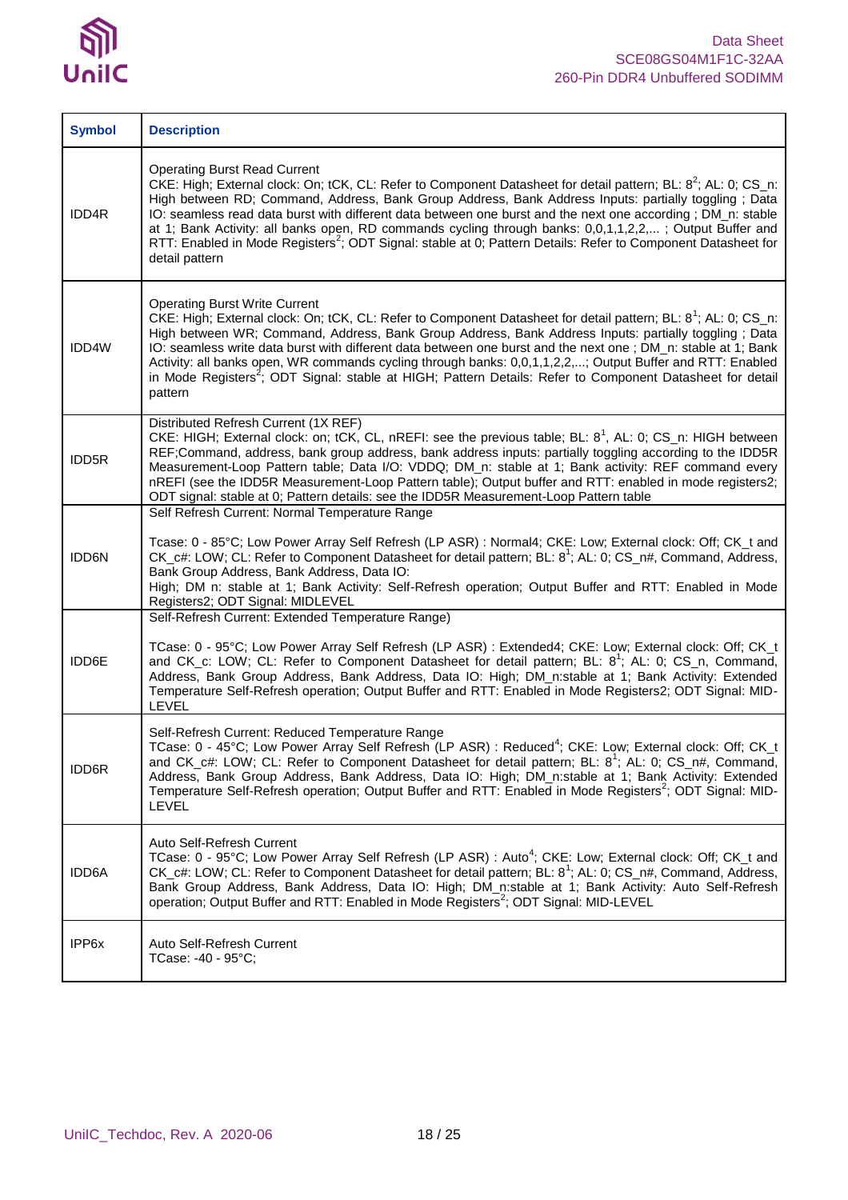| Symbol | Description |
|---|---|
| IDD4R | Operating Burst Read Current<br>CKE: High; External clock: On; tCK, CL: Refer to Component Datasheet for detail pattern; BL: 8[2]; AL: 0; CS_n: High between RD; Command, Address, Bank Group Address, Bank Address Inputs: partially toggling ; Data IO: seamless read data burst with different data between one burst and the next one according ; DM_n: stable at 1; Bank Activity: all banks open, RD commands cycling through banks: 0,0,1,1,2,2,... ; Output Buffer and RTT: Enabled in Mode Registers[2]; ODT Signal: stable at 0; Pattern Details: Refer to Component Datasheet for detail pattern |
| IDD4W | Operating Burst Write Current<br>CKE: High; External clock: On; tCK, CL: Refer to Component Datasheet for detail pattern; BL: 8[1]; AL: 0; CS_n: High between WR; Command, Address, Bank Group Address, Bank Address Inputs: partially toggling ; Data IO: seamless write data burst with different data between one burst and the next one ; DM_n: stable at 1; Bank Activity: all banks open, WR commands cycling through banks: 0,0,1,1,2,2,...; Output Buffer and RTT: Enabled in Mode Registers[2]; ODT Signal: stable at HIGH; Pattern Details: Refer to Component Datasheet for detail pattern |
| IDD5R | Distributed Refresh Current (1X REF)<br>CKE: HIGH; External clock: on; tCK, CL, nREFI: see the previous table; BL: 8[1], AL: 0; CS_n: HIGH between REF;Command, address, bank group address, bank address inputs: partially toggling according to the IDD5R Measurement-Loop Pattern table; Data I/O: VDDQ; DM_n: stable at 1; Bank activity: REF command every nREFI (see the IDD5R Measurement-Loop Pattern table); Output buffer and RTT: enabled in mode registers2; ODT signal: stable at 0; Pattern details: see the IDD5R Measurement-Loop Pattern table |
| IDD6N | Self Refresh Current: Normal Temperature Range<br><br>Tcase: 0 - 85°C; Low Power Array Self Refresh (LP ASR) : Normal4; CKE: Low; External clock: Off; CK_t and CK_c#: LOW; CL: Refer to Component Datasheet for detail pattern; BL: 8[1]; AL: 0; CS_n#, Command, Address, Bank Group Address, Bank Address, Data IO:<br>High; DM n: stable at 1; Bank Activity: Self-Refresh operation; Output Buffer and RTT: Enabled in Mode Registers2; ODT Signal: MIDLEVEL |
| IDD6E | Self-Refresh Current: Extended Temperature Range)<br><br>TCase: 0 - 95°C; Low Power Array Self Refresh (LP ASR) : Extended4; CKE: Low; External clock: Off; CK_t and CK_c: LOW; CL: Refer to Component Datasheet for detail pattern; BL: 8[1]; AL: 0; CS_n, Command, Address, Bank Group Address, Bank Address, Data IO: High; DM_n:stable at 1; Bank Activity: Extended Temperature Self-Refresh operation; Output Buffer and RTT: Enabled in Mode Registers2; ODT Signal: MID-LEVEL |
| IDD6R | Self-Refresh Current: Reduced Temperature Range<br>TCase: 0 - 45°C; Low Power Array Self Refresh (LP ASR) : Reduced[4]; CKE: Low; External clock: Off; CK_t and CK_c#: LOW; CL: Refer to Component Datasheet for detail pattern; BL: 8[1]; AL: 0; CS_n#, Command, Address, Bank Group Address, Bank Address, Data IO: High; DM_n:stable at 1; Bank Activity: Extended Temperature Self-Refresh operation; Output Buffer and RTT: Enabled in Mode Registers[2]; ODT Signal: MID-LEVEL |
| IDD6A | Auto Self-Refresh Current<br>TCase: 0 - 95°C; Low Power Array Self Refresh (LP ASR) : Auto[4]; CKE: Low; External clock: Off; CK_t and CK_c#: LOW; CL: Refer to Component Datasheet for detail pattern; BL: 8[1]; AL: 0; CS_n#, Command, Address, Bank Group Address, Bank Address, Data IO: High; DM_n:stable at 1; Bank Activity: Auto Self-Refresh operation; Output Buffer and RTT: Enabled in Mode Registers[2]; ODT Signal: MID-LEVEL |
| IPP6x | Auto Self-Refresh Current<br>TCase: -40 - 95°C; |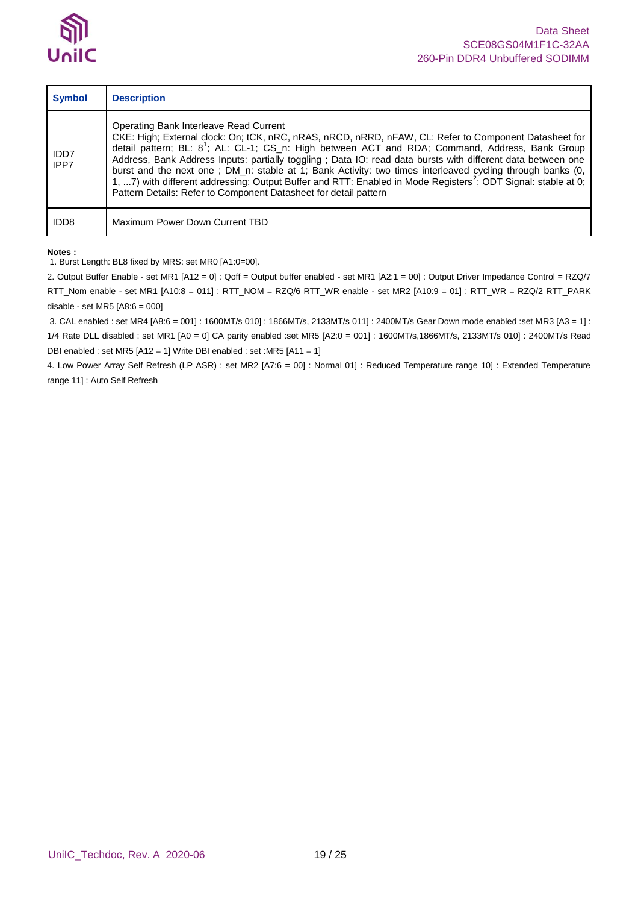| Symbol | Description |
|---|---|
| IDD7<br>IPP7 | Operating Bank Interleave Read Current<br>CKE: High; External clock: On; tCK, nRC, nRAS, nRCD, nRRD, nFAW, CL: Refer to Component Datasheet for detail pattern; BL: 8[1]; AL: CL-1; CS_n: High between ACT and RDA; Command, Address, Bank Group Address, Bank Address Inputs: partially toggling ; Data IO: read data bursts with different data between one burst and the next one ; DM_n: stable at 1; Bank Activity: two times interleaved cycling through banks (0, 1, ...7) with different addressing; Output Buffer and RTT: Enabled in Mode Registers[2]; ODT Signal: stable at 0; Pattern Details: Refer to Component Datasheet for detail pattern |
| IDD8 | Maximum Power Down Current TBD |

**Notes :**

1. Burst Length: BL8 fixed by MRS: set MR0 [A1:0=00].

2. Output Buffer Enable - set MR1 [A12 = 0] : Qoff = Output buffer enabled - set MR1 [A2:1 = 00] : Output Driver Impedance Control = RZQ/7 RTT_Nom enable - set MR1 [A10:8 = 011] : RTT_NOM = RZQ/6 RTT_WR enable - set MR2 [A10:9 = 01] : RTT_WR = RZQ/2 RTT_PARK disable - set MR5 [A8:6 = 000]

3. CAL enabled : set MR4 [A8:6 = 001] : 1600MT/s 010] : 1866MT/s, 2133MT/s 011] : 2400MT/s Gear Down mode enabled :set MR3 [A3 = 1] : 1/4 Rate DLL disabled : set MR1 [A0 = 0] CA parity enabled :set MR5 [A2:0 = 001] : 1600MT/s,1866MT/s, 2133MT/s 010] : 2400MT/s Read DBI enabled : set MR5 [A12 = 1] Write DBI enabled : set :MR5 [A11 = 1]

4. Low Power Array Self Refresh (LP ASR) : set MR2 [A7:6 = 00] : Normal 01] : Reduced Temperature range 10] : Extended Temperature range 11] : Auto Self Refresh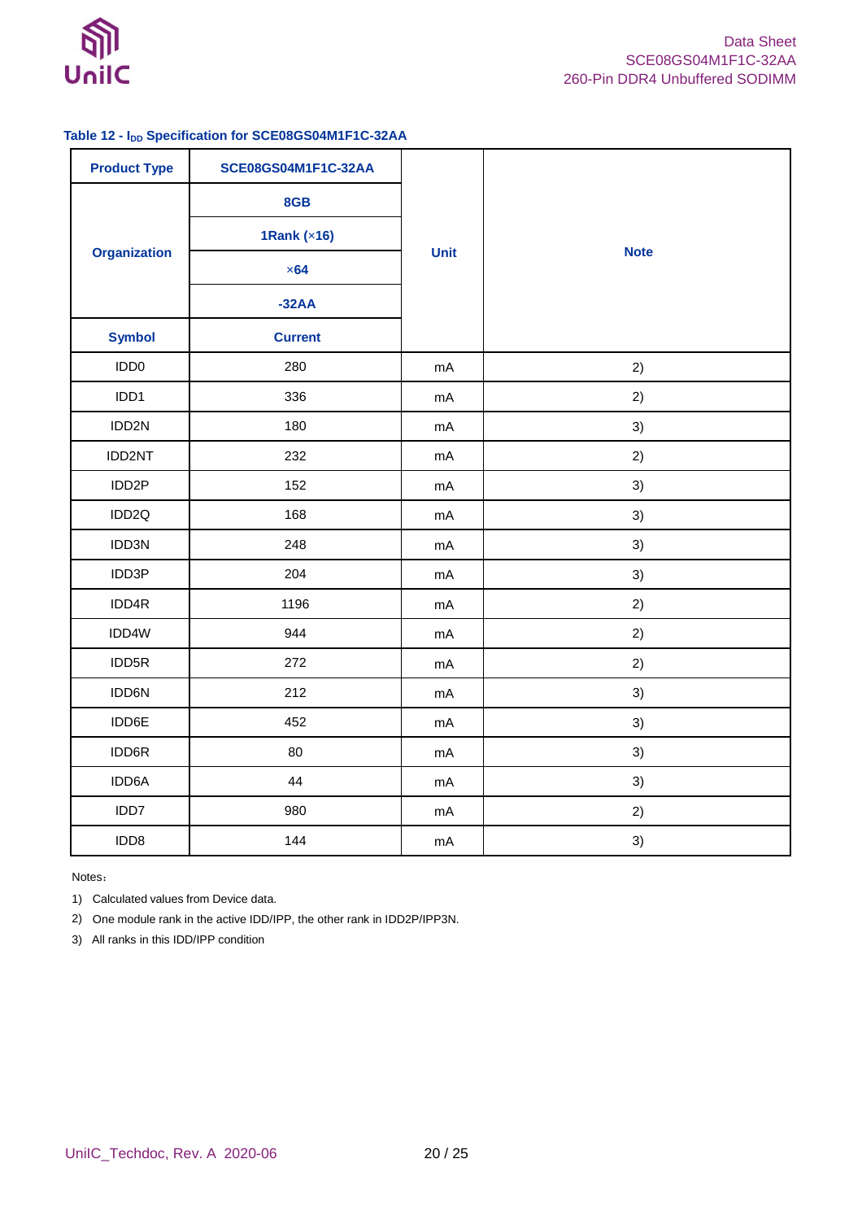**Table 12 - $I_{DD}$ Specification for SCE08GS04M1F1C-32AA**

| Product Type | SCE08GS04M1F1C-32AA | Unit | Note |
|---|---|---|---|
| Organization | 8GB | | |
| | 1Rank (×16) | | |
| | ×64 | | |
| | -32AA | | |
| Symbol | Current | | |
| IDD0 | 280 | mA | 2) |
| IDD1 | 336 | mA | 2) |
| IDD2N | 180 | mA | 3) |
| IDD2NT | 232 | mA | 2) |
| IDD2P | 152 | mA | 3) |
| IDD2Q | 168 | mA | 3) |
| IDD3N | 248 | mA | 3) |
| IDD3P | 204 | mA | 3) |
| IDD4R | 1196 | mA | 2) |
| IDD4W | 944 | mA | 2) |
| IDD5R | 272 | mA | 2) |
| IDD6N | 212 | mA | 3) |
| IDD6E | 452 | mA | 3) |
| IDD6R | 80 | mA | 3) |
| IDD6A | 44 | mA | 3) |
| IDD7 | 980 | mA | 2) |
| IDD8 | 144 | mA | 3) |

Notes：

1) Calculated values from Device data.
2) One module rank in the active IDD/IPP, the other rank in IDD2P/IPP3N.
3) All ranks in this IDD/IPP condition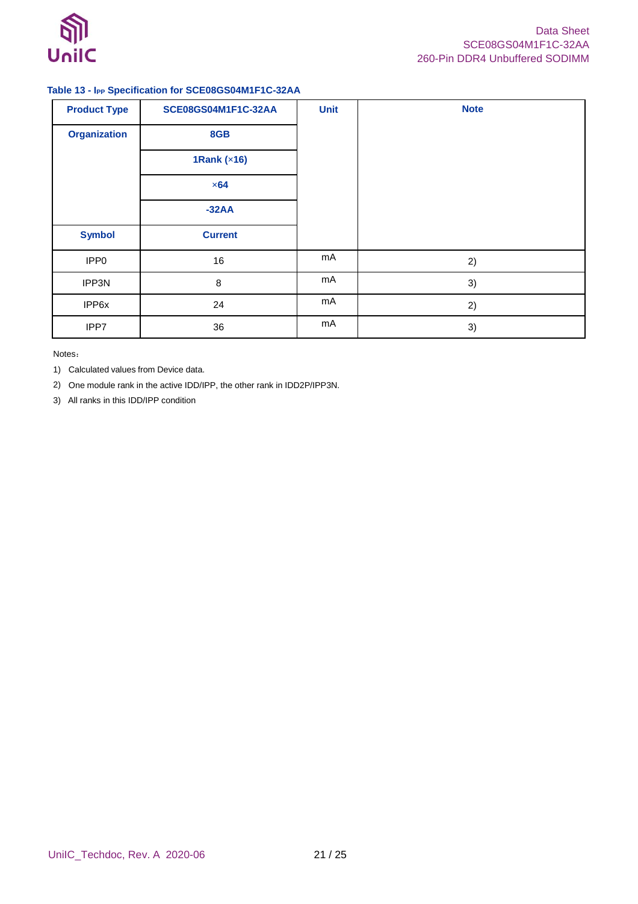**Table 13 - $I_{PP}$ Specification for SCE08GS04M1F1C-32AA**

| Product Type | SCE08GS04M1F1C-32AA | Unit | Note |
|---|---|---|---|
| Organization | 8GB | | |
| | 1Rank (×16) | | |
| | ×64 | | |
| | -32AA | | |
| Symbol | Current | | |
| IPP0 | 16 | mA | 2) |
| IPP3N | 8 | mA | 3) |
| IPP6x | 24 | mA | 2) |
| IPP7 | 36 | mA | 3) |

Notes：

1) Calculated values from Device data.
2) One module rank in the active IDD/IPP, the other rank in IDD2P/IPP3N.
3) All ranks in this IDD/IPP condition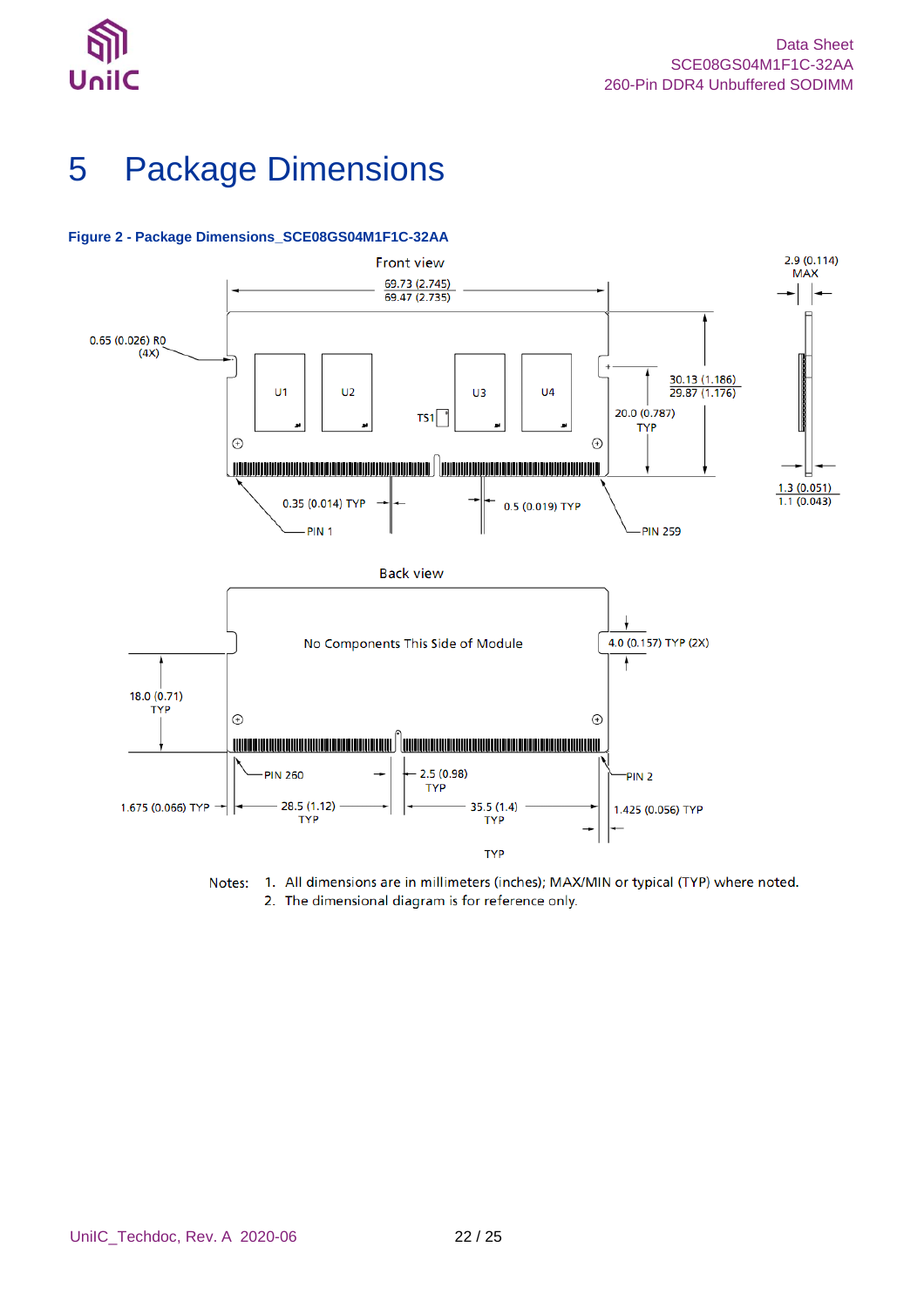# 5 Package Dimensions

**Figure 2 - Package Dimensions_SCE08GS04M1F1C-32AA**

Front view

69.73 (2.745)
69.47 (2.735)

2.9 (0.114) MAX

0.65 (0.026) R0 (4X)

U1 U2 TS1 U3 U4

30.13 (1.186)
29.87 (1.176)

20.0 (0.787) TYP

1.3 (0.051)
1.1 (0.043)

0.35 (0.014) TYP

0.5 (0.019) TYP

PIN 1

PIN 259

Back view

No Components This Side of Module

4.0 (0.157) TYP (2X)

18.0 (0.71) TYP

PIN 260

2.5 (0.98) TYP

PIN 2

1.675 (0.066) TYP

28.5 (1.12) TYP

35.5 (1.4) TYP

1.425 (0.056) TYP

TYP

Notes:
1. All dimensions are in millimeters (inches); MAX/MIN or typical (TYP) where noted.
2. The dimensional diagram is for reference only.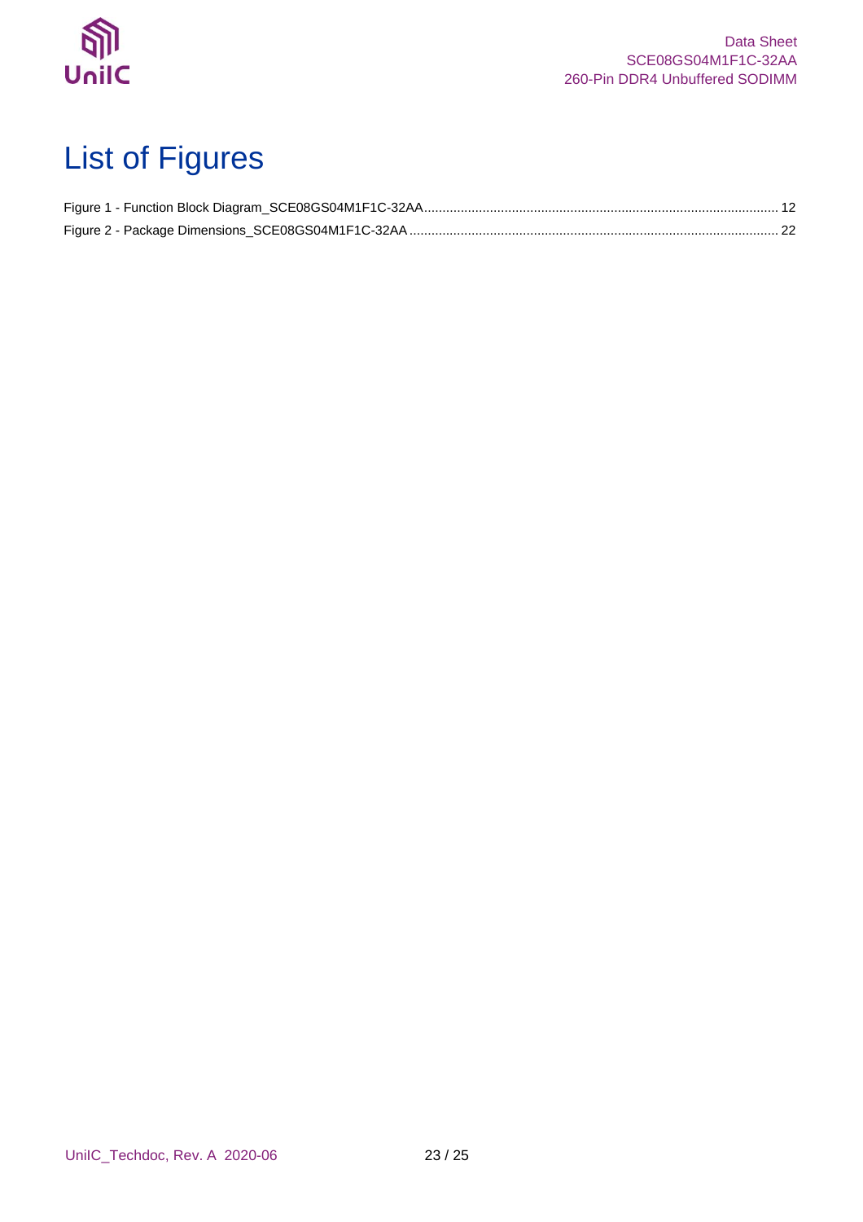# List of Figures

Figure 1 - Function Block Diagram_SCE08GS04M1F1C-32AA ........................................................................................................ 12

Figure 2 - Package Dimensions_SCE08GS04M1F1C-32AA ........................................................................................................ 22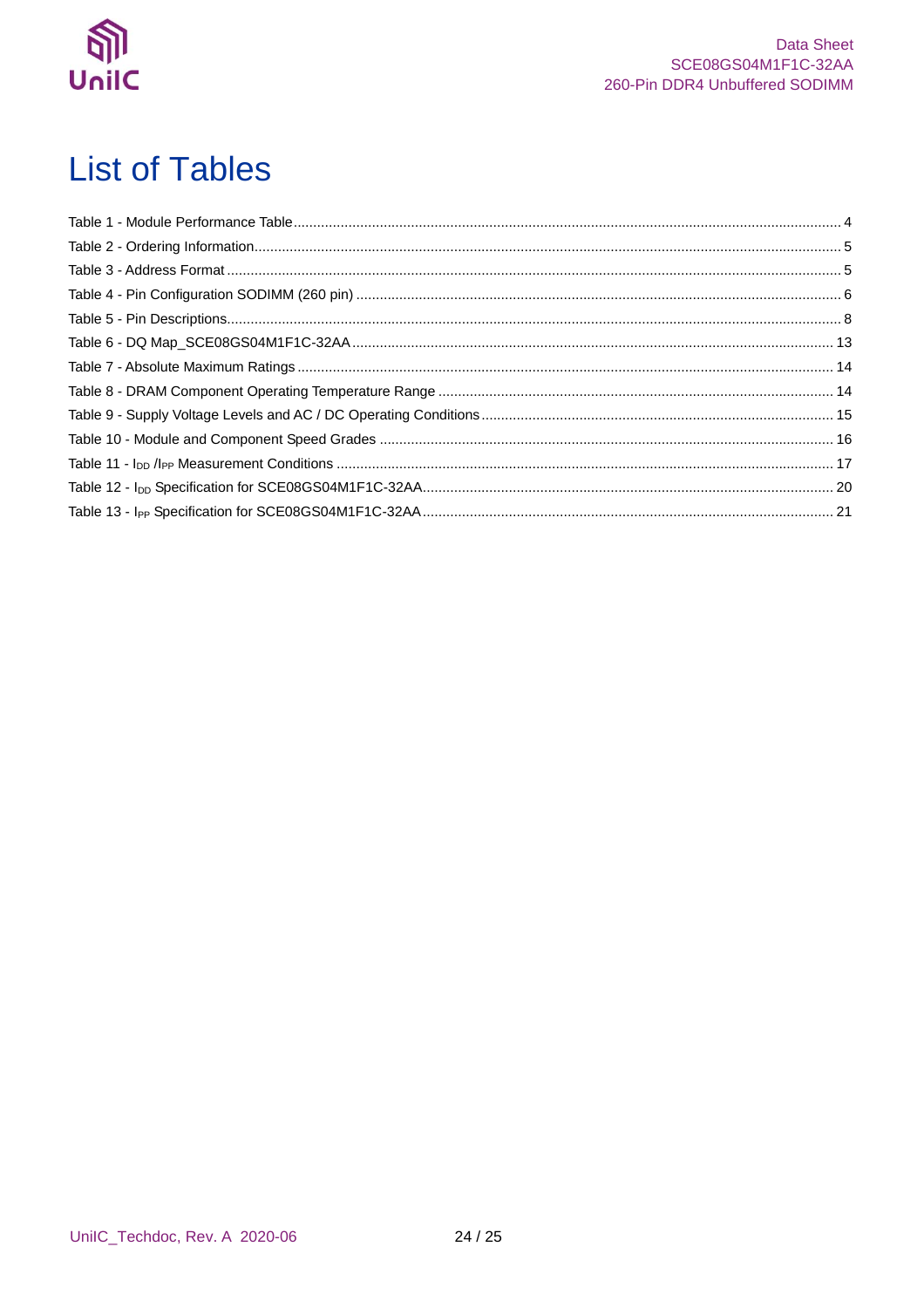# List of Tables

Table 1 - Module Performance Table ........................................................ 4

Table 2 - Ordering Information ........................................................ 5

Table 3 - Address Format ........................................................ 5

Table 4 - Pin Configuration SODIMM (260 pin) ........................................................ 6

Table 5 - Pin Descriptions ........................................................ 8

Table 6 - DQ Map_SCE08GS04M1F1C-32AA ........................................................ 13

Table 7 - Absolute Maximum Ratings ........................................................ 14

Table 8 - DRAM Component Operating Temperature Range ........................................................ 14

Table 9 - Supply Voltage Levels and AC / DC Operating Conditions ........................................................ 15

Table 10 - Module and Component Speed Grades ........................................................ 16

Table 11 - $I_{DD}$ /$I_{PP}$ Measurement Conditions ........................................................ 17

Table 12 - $I_{DD}$ Specification for SCE08GS04M1F1C-32AA ........................................................ 20

Table 13 - $I_{PP}$ Specification for SCE08GS04M1F1C-32AA ........................................................ 21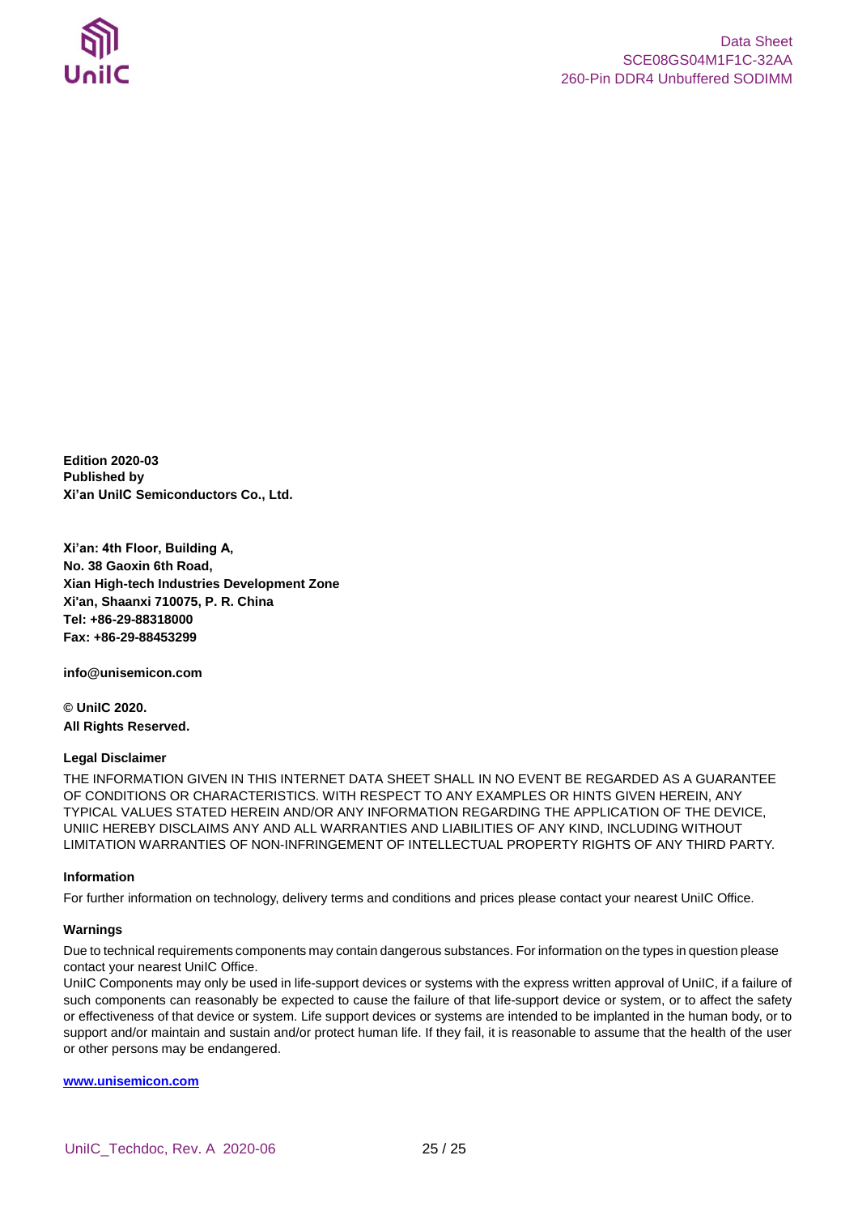**Edition 2020-03**
**Published by**
**Xi'an UniIC Semiconductors Co., Ltd.**

**Xi'an: 4th Floor, Building A,**
**No. 38 Gaoxin 6th Road,**
**Xian High-tech Industries Development Zone**
**Xi'an, Shaanxi 710075, P. R. China**
**Tel: +86-29-88318000**
**Fax: +86-29-88453299**

**info@unisemicon.com**

**© UniIC 2020.**
**All Rights Reserved.**

**Legal Disclaimer**

THE INFORMATION GIVEN IN THIS INTERNET DATA SHEET SHALL IN NO EVENT BE REGARDED AS A GUARANTEE OF CONDITIONS OR CHARACTERISTICS. WITH RESPECT TO ANY EXAMPLES OR HINTS GIVEN HEREIN, ANY TYPICAL VALUES STATED HEREIN AND/OR ANY INFORMATION REGARDING THE APPLICATION OF THE DEVICE, UNIIC HEREBY DISCLAIMS ANY AND ALL WARRANTIES AND LIABILITIES OF ANY KIND, INCLUDING WITHOUT LIMITATION WARRANTIES OF NON-INFRINGEMENT OF INTELLECTUAL PROPERTY RIGHTS OF ANY THIRD PARTY.

**Information**

For further information on technology, delivery terms and conditions and prices please contact your nearest UniIC Office.

**Warnings**

Due to technical requirements components may contain dangerous substances. For information on the types in question please contact your nearest UniIC Office.

UniIC Components may only be used in life-support devices or systems with the express written approval of UniIC, if a failure of such components can reasonably be expected to cause the failure of that life-support device or system, or to affect the safety or effectiveness of that device or system. Life support devices or systems are intended to be implanted in the human body, or to support and/or maintain and sustain and/or protect human life. If they fail, it is reasonable to assume that the health of the user or other persons may be endangered.

**www.unisemicon.com**